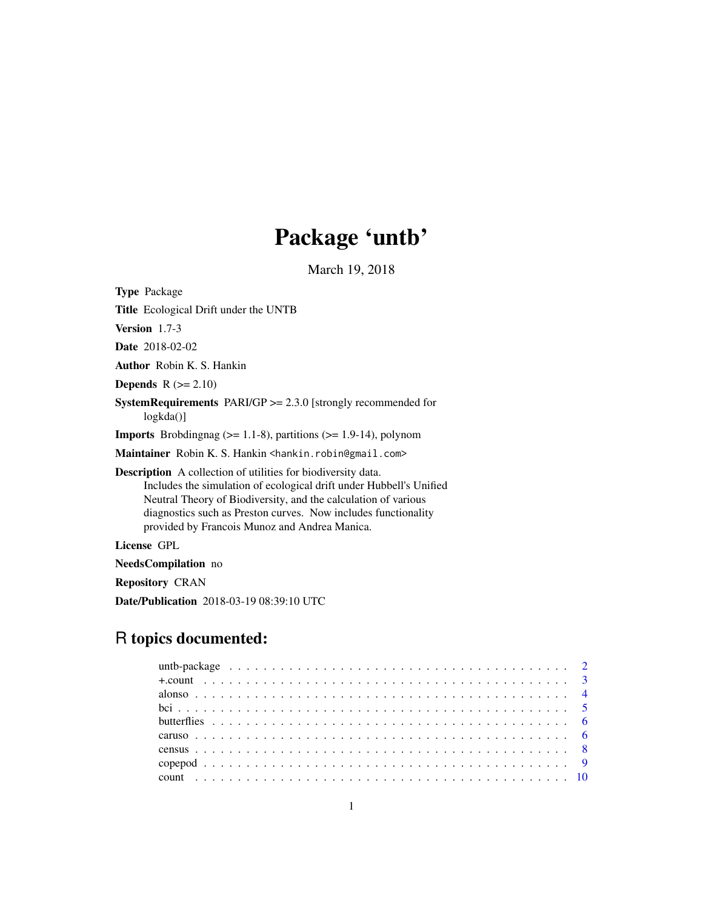# Package 'untb'

March 19, 2018

**Type** Package

**Title** Ecological Drift under the UNTB

**Version** 1.7-3

**Date** 2018-02-02

**Author** Robin K. S. Hankin

**Depends** R (>= 2.10)

**SystemRequirements** PARI/GP >= 2.3.0 [strongly recommended for logkda()]

**Imports** Brobdingnag (>= 1.1-8), partitions (>= 1.9-14), polynom

**Maintainer** Robin K. S. Hankin <hankin.robin@gmail.com>

**Description** A collection of utilities for biodiversity data.
Includes the simulation of ecological drift under Hubbell's Unified Neutral Theory of Biodiversity, and the calculation of various diagnostics such as Preston curves. Now includes functionality provided by Francois Munoz and Andrea Manica.

**License** GPL

**NeedsCompilation** no

**Repository** CRAN

**Date/Publication** 2018-03-19 08:39:10 UTC

## R topics documented:

untb-package . . . . . . . . . . . . . . . . . . . . . . . . . . . . . . . . . . . . . . . . 2
+.count . . . . . . . . . . . . . . . . . . . . . . . . . . . . . . . . . . . . . . . . . . 3
alonso . . . . . . . . . . . . . . . . . . . . . . . . . . . . . . . . . . . . . . . . . . . 4
bci . . . . . . . . . . . . . . . . . . . . . . . . . . . . . . . . . . . . . . . . . . . . 5
butterflies . . . . . . . . . . . . . . . . . . . . . . . . . . . . . . . . . . . . . . . . 6
caruso . . . . . . . . . . . . . . . . . . . . . . . . . . . . . . . . . . . . . . . . . . . 6
census . . . . . . . . . . . . . . . . . . . . . . . . . . . . . . . . . . . . . . . . . . . 8
copepod . . . . . . . . . . . . . . . . . . . . . . . . . . . . . . . . . . . . . . . . . . 9
count . . . . . . . . . . . . . . . . . . . . . . . . . . . . . . . . . . . . . . . . . . . 10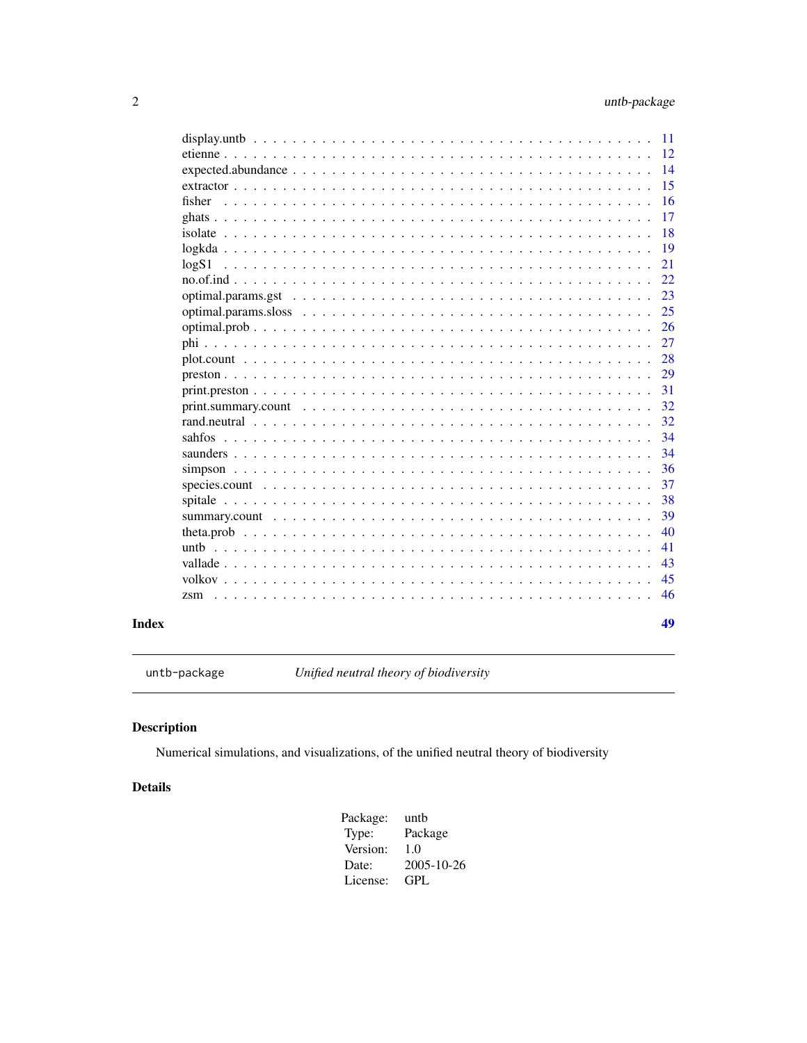display.untb . . . . . . . . . . . . . . . . . . . . . . . . . . . . . . . . . . . . . 11
etienne . . . . . . . . . . . . . . . . . . . . . . . . . . . . . . . . . . . . . . . 12
expected.abundance . . . . . . . . . . . . . . . . . . . . . . . . . . . . . . . . . . 14
extractor . . . . . . . . . . . . . . . . . . . . . . . . . . . . . . . . . . . . . . 15
fisher . . . . . . . . . . . . . . . . . . . . . . . . . . . . . . . . . . . . . . . 16
ghats . . . . . . . . . . . . . . . . . . . . . . . . . . . . . . . . . . . . . . . . 17
isolate . . . . . . . . . . . . . . . . . . . . . . . . . . . . . . . . . . . . . . . 18
logkda . . . . . . . . . . . . . . . . . . . . . . . . . . . . . . . . . . . . . . . . 19
logS1 . . . . . . . . . . . . . . . . . . . . . . . . . . . . . . . . . . . . . . . . 21
no.of.ind . . . . . . . . . . . . . . . . . . . . . . . . . . . . . . . . . . . . . . 22
optimal.params.gst . . . . . . . . . . . . . . . . . . . . . . . . . . . . . . . . . . 23
optimal.params.sloss . . . . . . . . . . . . . . . . . . . . . . . . . . . . . . . . . 25
optimal.prob . . . . . . . . . . . . . . . . . . . . . . . . . . . . . . . . . . . . . 26
phi . . . . . . . . . . . . . . . . . . . . . . . . . . . . . . . . . . . . . . . . . 27
plot.count . . . . . . . . . . . . . . . . . . . . . . . . . . . . . . . . . . . . . . 28
preston . . . . . . . . . . . . . . . . . . . . . . . . . . . . . . . . . . . . . . . 29
print.preston . . . . . . . . . . . . . . . . . . . . . . . . . . . . . . . . . . . . . 31
print.summary.count . . . . . . . . . . . . . . . . . . . . . . . . . . . . . . . . . 32
rand.neutral . . . . . . . . . . . . . . . . . . . . . . . . . . . . . . . . . . . . . 32
sahfos . . . . . . . . . . . . . . . . . . . . . . . . . . . . . . . . . . . . . . . . 34
saunders . . . . . . . . . . . . . . . . . . . . . . . . . . . . . . . . . . . . . . . 34
simpson . . . . . . . . . . . . . . . . . . . . . . . . . . . . . . . . . . . . . . . 36
species.count . . . . . . . . . . . . . . . . . . . . . . . . . . . . . . . . . . . . 37
spitale . . . . . . . . . . . . . . . . . . . . . . . . . . . . . . . . . . . . . . . 38
summary.count . . . . . . . . . . . . . . . . . . . . . . . . . . . . . . . . . . . . 39
theta.prob . . . . . . . . . . . . . . . . . . . . . . . . . . . . . . . . . . . . . . 40
untb . . . . . . . . . . . . . . . . . . . . . . . . . . . . . . . . . . . . . . . . . 41
vallade . . . . . . . . . . . . . . . . . . . . . . . . . . . . . . . . . . . . . . . 43
volkov . . . . . . . . . . . . . . . . . . . . . . . . . . . . . . . . . . . . . . . . 45
zsm . . . . . . . . . . . . . . . . . . . . . . . . . . . . . . . . . . . . . . . . . 46

**Index** **49**

---

`untb-package` *Unified neutral theory of biodiversity*

---

## Description

Numerical simulations, and visualizations, of the unified neutral theory of biodiversity

## Details

| | |
|---|---|
| Package: | untb |
| Type: | Package |
| Version: | 1.0 |
| Date: | 2005-10-26 |
| License: | GPL |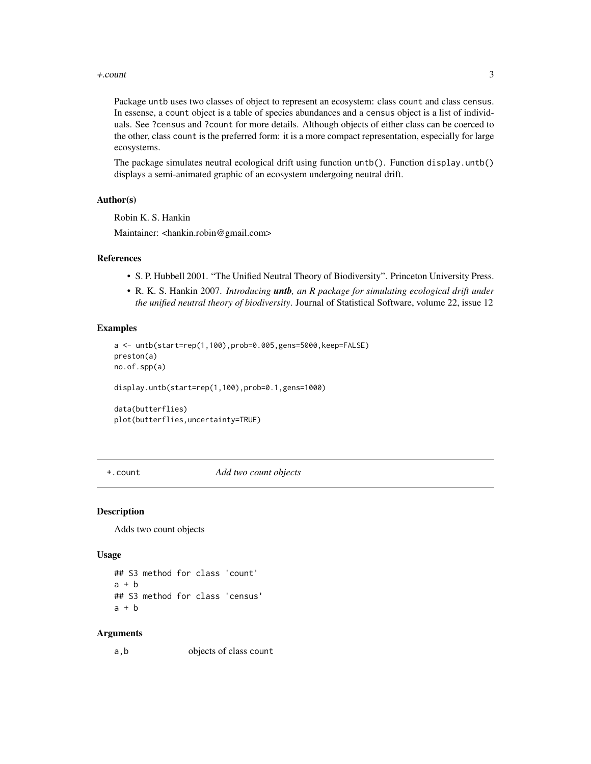Package untb uses two classes of object to represent an ecosystem: class count and class census. In essense, a count object is a table of species abundances and a census object is a list of individuals. See ?census and ?count for more details. Although objects of either class can be coerced to the other, class count is the preferred form: it is a more compact representation, especially for large ecosystems.

The package simulates neutral ecological drift using function untb(). Function display.untb() displays a semi-animated graphic of an ecosystem undergoing neutral drift.

### Author(s)

Robin K. S. Hankin

Maintainer: <hankin.robin@gmail.com>

### References

- S. P. Hubbell 2001. "The Unified Neutral Theory of Biodiversity". Princeton University Press.
- R. K. S. Hankin 2007. *Introducing **untb**, an R package for simulating ecological drift under the unified neutral theory of biodiversity*. Journal of Statistical Software, volume 22, issue 12

### Examples

```
a <- untb(start=rep(1,100),prob=0.005,gens=5000,keep=FALSE)
preston(a)
no.of.spp(a)

display.untb(start=rep(1,100),prob=0.1,gens=1000)

data(butterflies)
plot(butterflies,uncertainty=TRUE)
```

---

## +.count *Add two count objects*

---

### Description

Adds two count objects

### Usage

```
## S3 method for class 'count'
a + b
## S3 method for class 'census'
a + b
```

### Arguments

| | |
|---|---|
| a,b | objects of class count |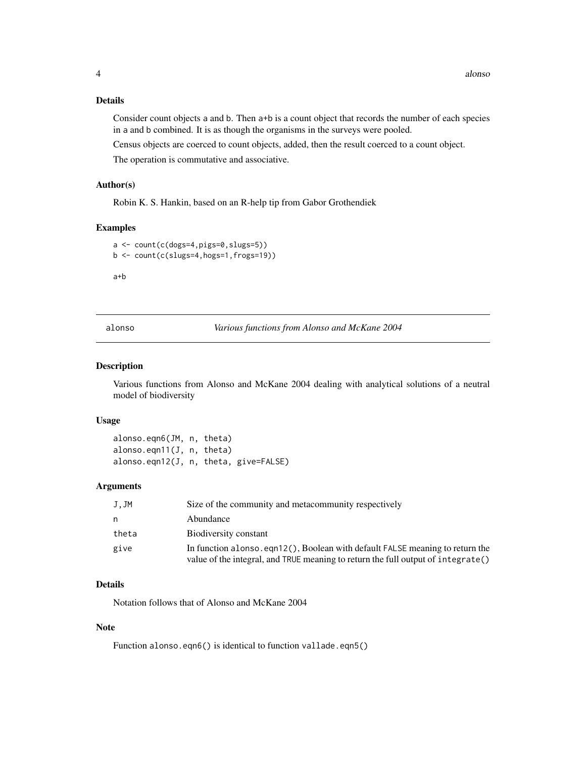### Details

Consider count objects a and b. Then a+b is a count object that records the number of each species in a and b combined. It is as though the organisms in the surveys were pooled.

Census objects are coerced to count objects, added, then the result coerced to a count object.

The operation is commutative and associative.

### Author(s)

Robin K. S. Hankin, based on an R-help tip from Gabor Grothendiek

### Examples

```
a <- count(c(dogs=4,pigs=0,slugs=5))
b <- count(c(slugs=4,hogs=1,frogs=19))

a+b
```

---

## alonso — *Various functions from Alonso and McKane 2004*

### Description

Various functions from Alonso and McKane 2004 dealing with analytical solutions of a neutral model of biodiversity

### Usage

```
alonso.eqn6(JM, n, theta)
alonso.eqn11(J, n, theta)
alonso.eqn12(J, n, theta, give=FALSE)
```

### Arguments

| | |
|---|---|
| J,JM | Size of the community and metacommunity respectively |
| n | Abundance |
| theta | Biodiversity constant |
| give | In function alonso.eqn12(), Boolean with default FALSE meaning to return the value of the integral, and TRUE meaning to return the full output of integrate() |

### Details

Notation follows that of Alonso and McKane 2004

### Note

Function alonso.eqn6() is identical to function vallade.eqn5()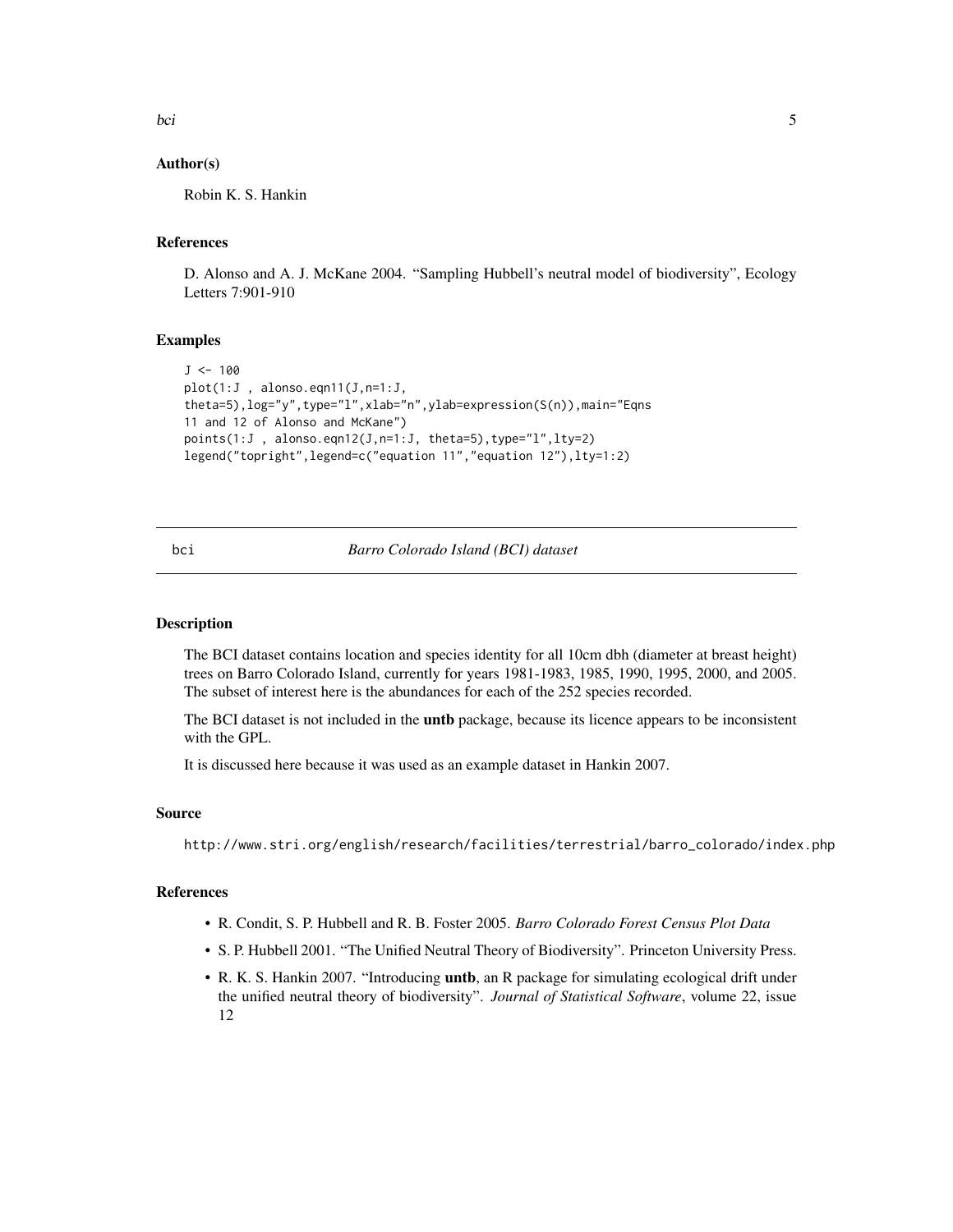### Author(s)

Robin K. S. Hankin

### References

D. Alonso and A. J. McKane 2004. "Sampling Hubbell's neutral model of biodiversity", Ecology Letters 7:901-910

### Examples

```
J <- 100
plot(1:J , alonso.eqn11(J,n=1:J,
theta=5),log="y",type="l",xlab="n",ylab=expression(S(n)),main="Eqns
11 and 12 of Alonso and McKane")
points(1:J , alonso.eqn12(J,n=1:J, theta=5),type="l",lty=2)
legend("topright",legend=c("equation 11","equation 12"),lty=1:2)
```

---

## bci — *Barro Colorado Island (BCI) dataset*

---

### Description

The BCI dataset contains location and species identity for all 10cm dbh (diameter at breast height) trees on Barro Colorado Island, currently for years 1981-1983, 1985, 1990, 1995, 2000, and 2005. The subset of interest here is the abundances for each of the 252 species recorded.

The BCI dataset is not included in the **untb** package, because its licence appears to be inconsistent with the GPL.

It is discussed here because it was used as an example dataset in Hankin 2007.

### Source

http://www.stri.org/english/research/facilities/terrestrial/barro_colorado/index.php

### References

- R. Condit, S. P. Hubbell and R. B. Foster 2005. *Barro Colorado Forest Census Plot Data*
- S. P. Hubbell 2001. "The Unified Neutral Theory of Biodiversity". Princeton University Press.
- R. K. S. Hankin 2007. "Introducing **untb**, an R package for simulating ecological drift under the unified neutral theory of biodiversity". *Journal of Statistical Software*, volume 22, issue 12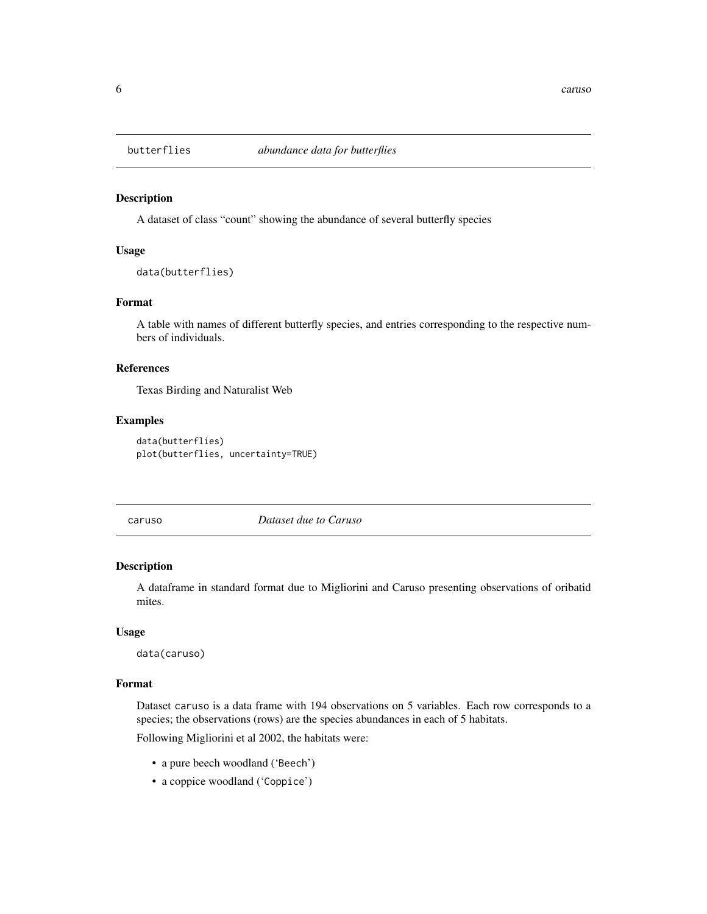## butterflies — *abundance data for butterflies*

### Description

A dataset of class "count" showing the abundance of several butterfly species

### Usage

```
data(butterflies)
```

### Format

A table with names of different butterfly species, and entries corresponding to the respective numbers of individuals.

### References

Texas Birding and Naturalist Web

### Examples

```
data(butterflies)
plot(butterflies, uncertainty=TRUE)
```

## caruso — *Dataset due to Caruso*

### Description

A dataframe in standard format due to Migliorini and Caruso presenting observations of oribatid mites.

### Usage

```
data(caruso)
```

### Format

Dataset `caruso` is a data frame with 194 observations on 5 variables. Each row corresponds to a species; the observations (rows) are the species abundances in each of 5 habitats.

Following Migliorini et al 2002, the habitats were:

- a pure beech woodland ('`Beech`')
- a coppice woodland ('`Coppice`')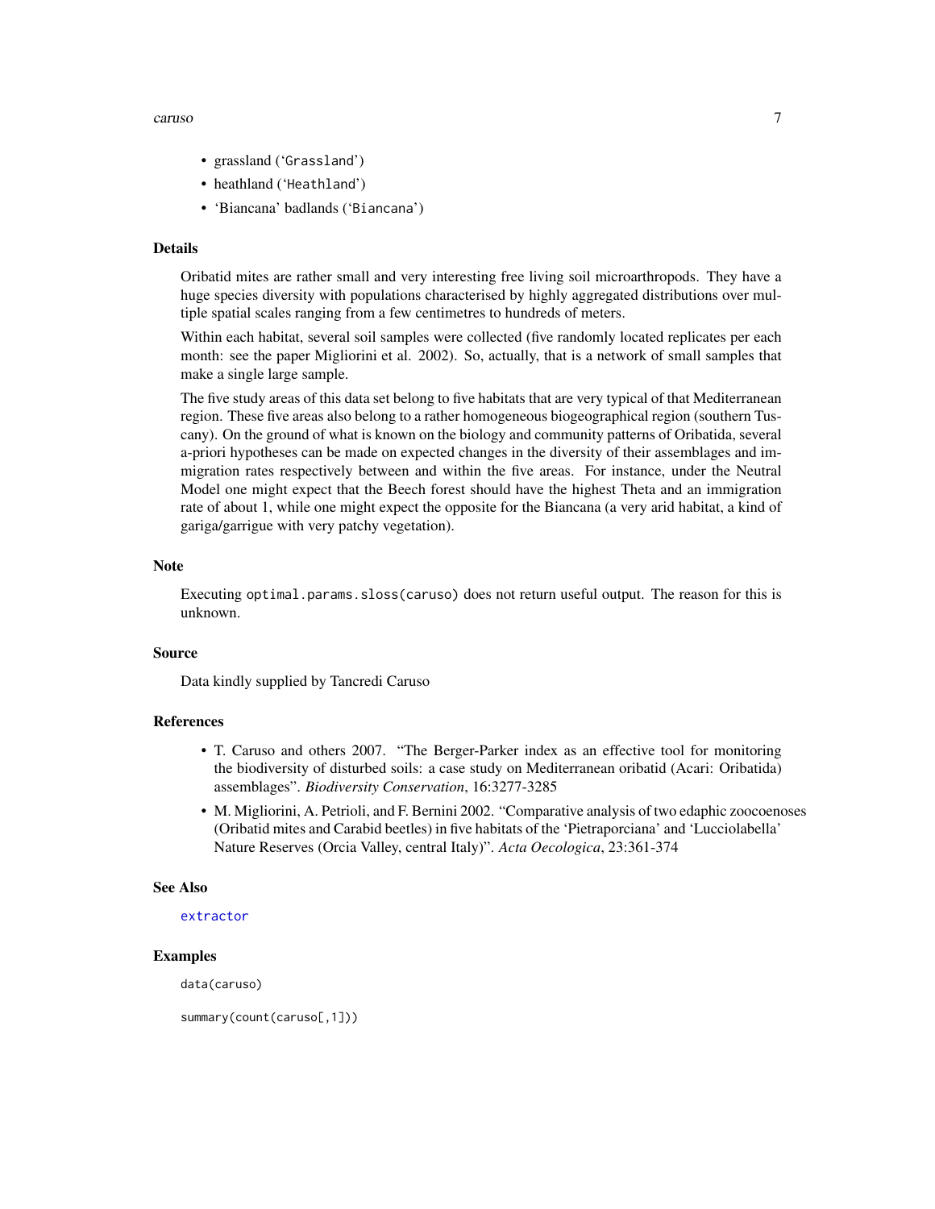- grassland ('`Grassland`')
- heathland ('`Heathland`')
- 'Biancana' badlands ('`Biancana`')

## Details

Oribatid mites are rather small and very interesting free living soil microarthropods. They have a huge species diversity with populations characterised by highly aggregated distributions over multiple spatial scales ranging from a few centimetres to hundreds of meters.

Within each habitat, several soil samples were collected (five randomly located replicates per each month: see the paper Migliorini et al. 2002). So, actually, that is a network of small samples that make a single large sample.

The five study areas of this data set belong to five habitats that are very typical of that Mediterranean region. These five areas also belong to a rather homogeneous biogeographical region (southern Tuscany). On the ground of what is known on the biology and community patterns of Oribatida, several a-priori hypotheses can be made on expected changes in the diversity of their assemblages and immigration rates respectively between and within the five areas. For instance, under the Neutral Model one might expect that the Beech forest should have the highest Theta and an immigration rate of about 1, while one might expect the opposite for the Biancana (a very arid habitat, a kind of gariga/garrigue with very patchy vegetation).

## Note

Executing `optimal.params.sloss(caruso)` does not return useful output. The reason for this is unknown.

## Source

Data kindly supplied by Tancredi Caruso

## References

- T. Caruso and others 2007. "The Berger-Parker index as an effective tool for monitoring the biodiversity of disturbed soils: a case study on Mediterranean oribatid (Acari: Oribatida) assemblages". *Biodiversity Conservation*, 16:3277-3285
- M. Migliorini, A. Petrioli, and F. Bernini 2002. "Comparative analysis of two edaphic zoocoenoses (Oribatid mites and Carabid beetles) in five habitats of the 'Pietraporciana' and 'Lucciolabella' Nature Reserves (Orcia Valley, central Italy)". *Acta Oecologica*, 23:361-374

## See Also

`extractor`

## Examples

```
data(caruso)

summary(count(caruso[,1]))
```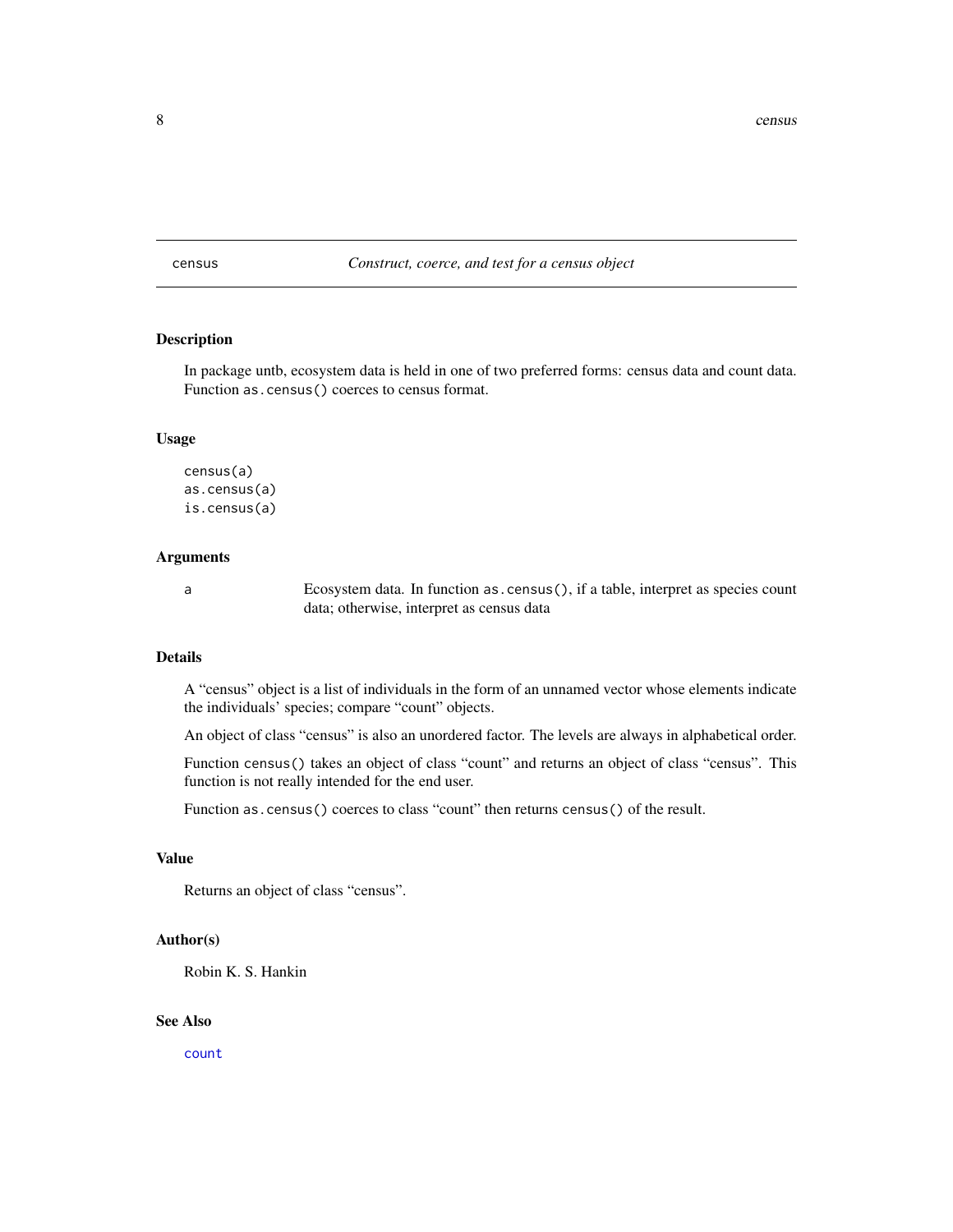# census — *Construct, coerce, and test for a census object*

## Description

In package untb, ecosystem data is held in one of two preferred forms: census data and count data. Function `as.census()` coerces to census format.

## Usage

```
census(a)
as.census(a)
is.census(a)
```

## Arguments

| | |
|---|---|
| `a` | Ecosystem data. In function `as.census()`, if a table, interpret as species count data; otherwise, interpret as census data |

## Details

A "census" object is a list of individuals in the form of an unnamed vector whose elements indicate the individuals' species; compare "count" objects.

An object of class "census" is also an unordered factor. The levels are always in alphabetical order.

Function `census()` takes an object of class "count" and returns an object of class "census". This function is not really intended for the end user.

Function `as.census()` coerces to class "count" then returns `census()` of the result.

## Value

Returns an object of class "census".

## Author(s)

Robin K. S. Hankin

## See Also

`count`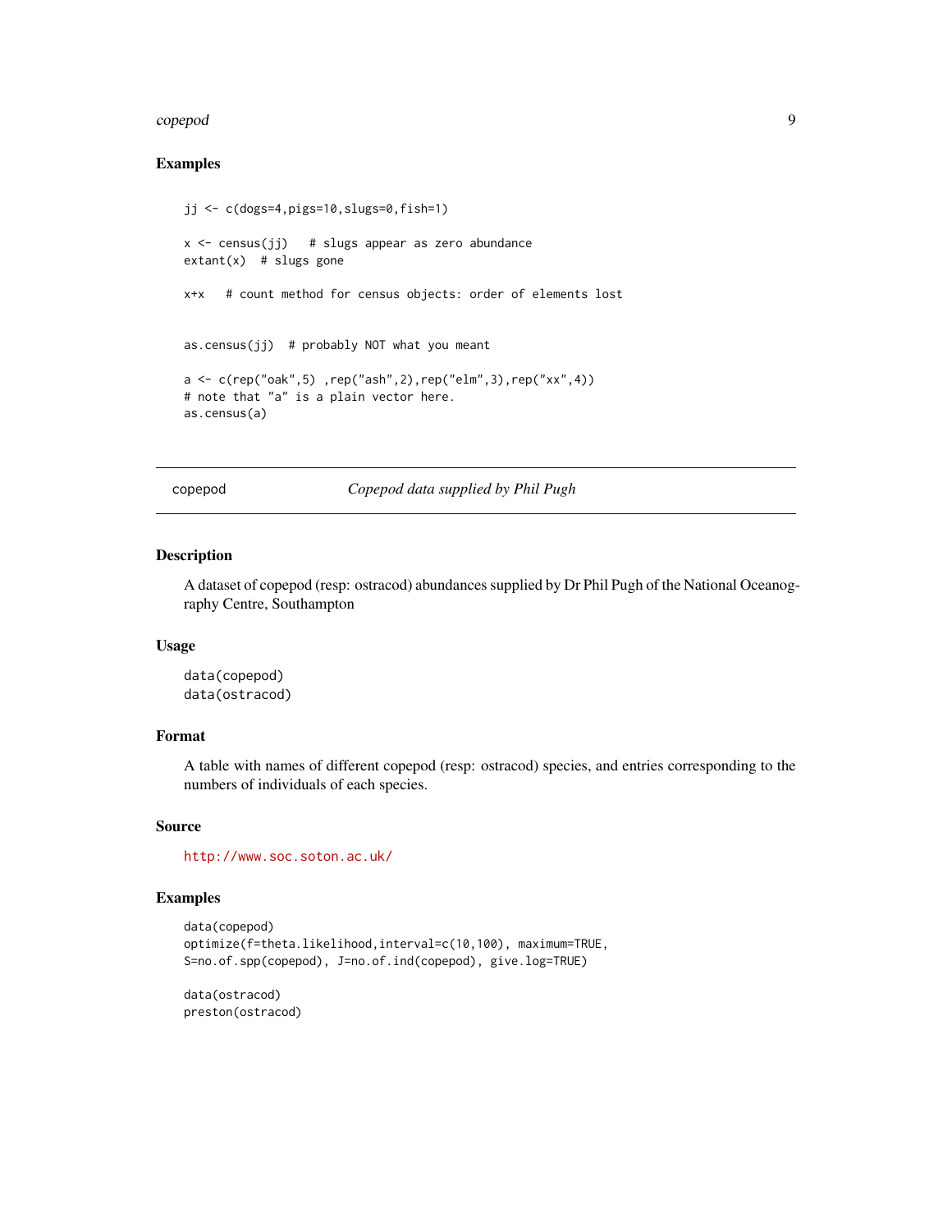## Examples

```
jj <- c(dogs=4,pigs=10,slugs=0,fish=1)

x <- census(jj)   # slugs appear as zero abundance
extant(x)  # slugs gone

x+x   # count method for census objects: order of elements lost


as.census(jj)  # probably NOT what you meant

a <- c(rep("oak",5) ,rep("ash",2),rep("elm",3),rep("xx",4))
# note that "a" is a plain vector here.
as.census(a)
```

---

copepod *Copepod data supplied by Phil Pugh*

---

## Description

A dataset of copepod (resp: ostracod) abundances supplied by Dr Phil Pugh of the National Oceanography Centre, Southampton

## Usage

```
data(copepod)
data(ostracod)
```

## Format

A table with names of different copepod (resp: ostracod) species, and entries corresponding to the numbers of individuals of each species.

## Source

http://www.soc.soton.ac.uk/

## Examples

```
data(copepod)
optimize(f=theta.likelihood,interval=c(10,100), maximum=TRUE,
S=no.of.spp(copepod), J=no.of.ind(copepod), give.log=TRUE)

data(ostracod)
preston(ostracod)
```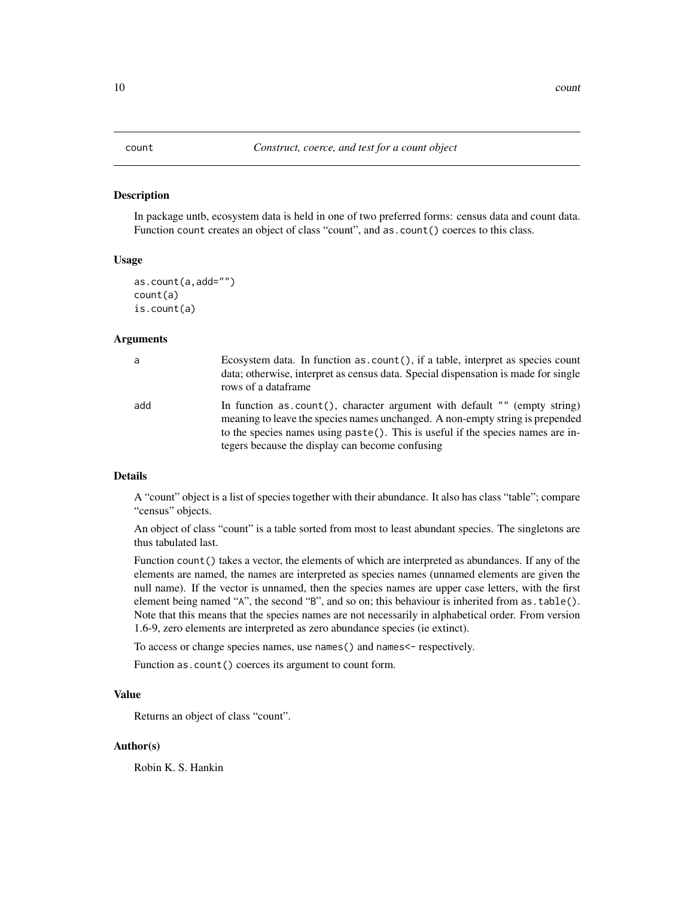# count — *Construct, coerce, and test for a count object*

## Description

In package untb, ecosystem data is held in one of two preferred forms: census data and count data. Function count creates an object of class "count", and as.count() coerces to this class.

## Usage

```
as.count(a,add="")
count(a)
is.count(a)
```

## Arguments

| | |
|---|---|
| a | Ecosystem data. In function as.count(), if a table, interpret as species count data; otherwise, interpret as census data. Special dispensation is made for single rows of a dataframe |
| add | In function as.count(), character argument with default "" (empty string) meaning to leave the species names unchanged. A non-empty string is prepended to the species names using paste(). This is useful if the species names are integers because the display can become confusing |

## Details

A "count" object is a list of species together with their abundance. It also has class "table"; compare "census" objects.

An object of class "count" is a table sorted from most to least abundant species. The singletons are thus tabulated last.

Function count() takes a vector, the elements of which are interpreted as abundances. If any of the elements are named, the names are interpreted as species names (unnamed elements are given the null name). If the vector is unnamed, then the species names are upper case letters, with the first element being named "A", the second "B", and so on; this behaviour is inherited from as.table(). Note that this means that the species names are not necessarily in alphabetical order. From version 1.6-9, zero elements are interpreted as zero abundance species (ie extinct).

To access or change species names, use names() and names<- respectively.

Function as.count() coerces its argument to count form.

## Value

Returns an object of class "count".

## Author(s)

Robin K. S. Hankin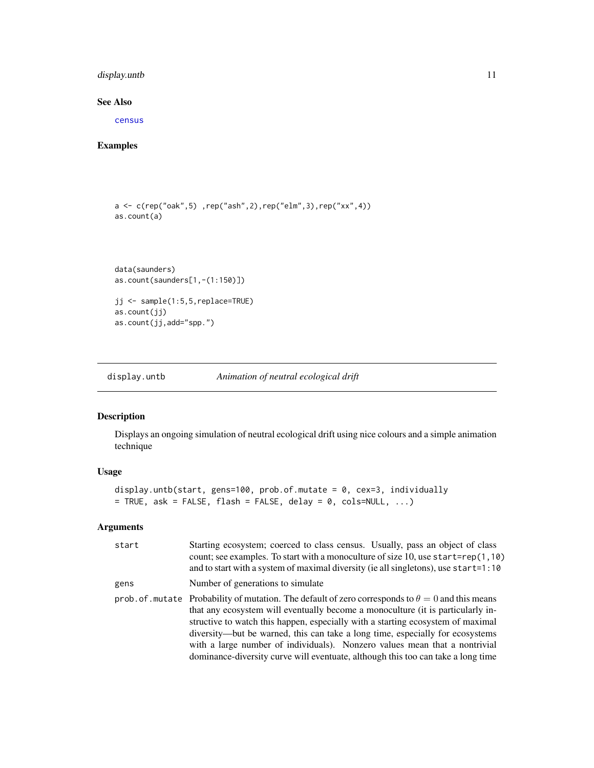## See Also

census

## Examples

```
a <- c(rep("oak",5) ,rep("ash",2),rep("elm",3),rep("xx",4))
as.count(a)



data(saunders)
as.count(saunders[1,-(1:150)])

jj <- sample(1:5,5,replace=TRUE)
as.count(jj)
as.count(jj,add="spp.")
```

---

# display.untb — *Animation of neutral ecological drift*

## Description

Displays an ongoing simulation of neutral ecological drift using nice colours and a simple animation technique

## Usage

```
display.untb(start, gens=100, prob.of.mutate = 0, cex=3, individually
= TRUE, ask = FALSE, flash = FALSE, delay = 0, cols=NULL, ...)
```

## Arguments

| Argument | Description |
|---|---|
| start | Starting ecosystem; coerced to class census. Usually, pass an object of class count; see examples. To start with a monoculture of size 10, use `start=rep(1,10)` and to start with a system of maximal diversity (ie all singletons), use `start=1:10` |
| gens | Number of generations to simulate |
| prob.of.mutate | Probability of mutation. The default of zero corresponds to $\theta = 0$ and this means that any ecosystem will eventually become a monoculture (it is particularly instructive to watch this happen, especially with a starting ecosystem of maximal diversity—but be warned, this can take a long time, especially for ecosystems with a large number of individuals). Nonzero values mean that a nontrivial dominance-diversity curve will eventuate, although this too can take a long time |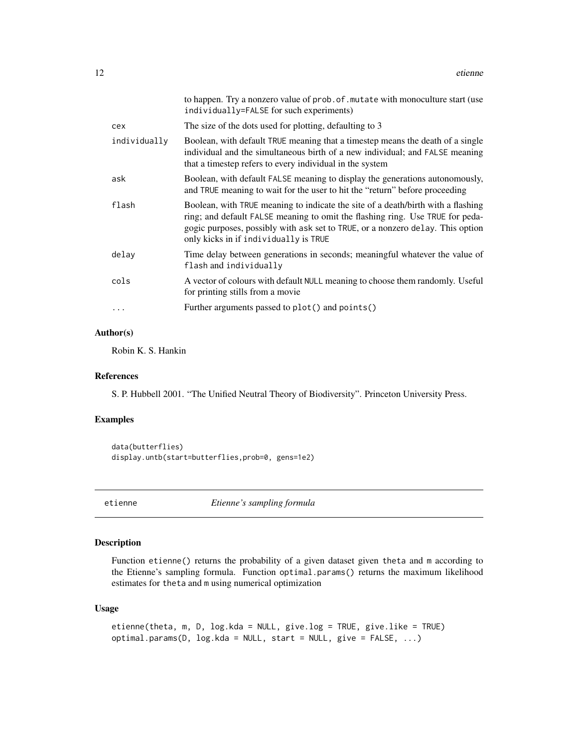| | |
|---|---|
| | to happen. Try a nonzero value of `prob.of.mutate` with monoculture start (use `individually=FALSE` for such experiments) |
| `cex` | The size of the dots used for plotting, defaulting to 3 |
| `individually` | Boolean, with default `TRUE` meaning that a timestep means the death of a single individual and the simultaneous birth of a new individual; and `FALSE` meaning that a timestep refers to every individual in the system |
| `ask` | Boolean, with default `FALSE` meaning to display the generations autonomously, and `TRUE` meaning to wait for the user to hit the "return" before proceeding |
| `flash` | Boolean, with `TRUE` meaning to indicate the site of a death/birth with a flashing ring; and default `FALSE` meaning to omit the flashing ring. Use `TRUE` for pedagogic purposes, possibly with `ask` set to `TRUE`, or a nonzero `delay`. This option only kicks in if `individually` is `TRUE` |
| `delay` | Time delay between generations in seconds; meaningful whatever the value of `flash` and `individually` |
| `cols` | A vector of colours with default `NULL` meaning to choose them randomly. Useful for printing stills from a movie |
| `...` | Further arguments passed to `plot()` and `points()` |

### Author(s)

Robin K. S. Hankin

### References

S. P. Hubbell 2001. "The Unified Neutral Theory of Biodiversity". Princeton University Press.

### Examples

```
data(butterflies)
display.untb(start=butterflies,prob=0, gens=1e2)
```

---

## etienne *Etienne's sampling formula*

---

### Description

Function `etienne()` returns the probability of a given dataset given `theta` and `m` according to the Etienne's sampling formula. Function `optimal.params()` returns the maximum likelihood estimates for `theta` and `m` using numerical optimization

### Usage

```
etienne(theta, m, D, log.kda = NULL, give.log = TRUE, give.like = TRUE)
optimal.params(D, log.kda = NULL, start = NULL, give = FALSE, ...)
```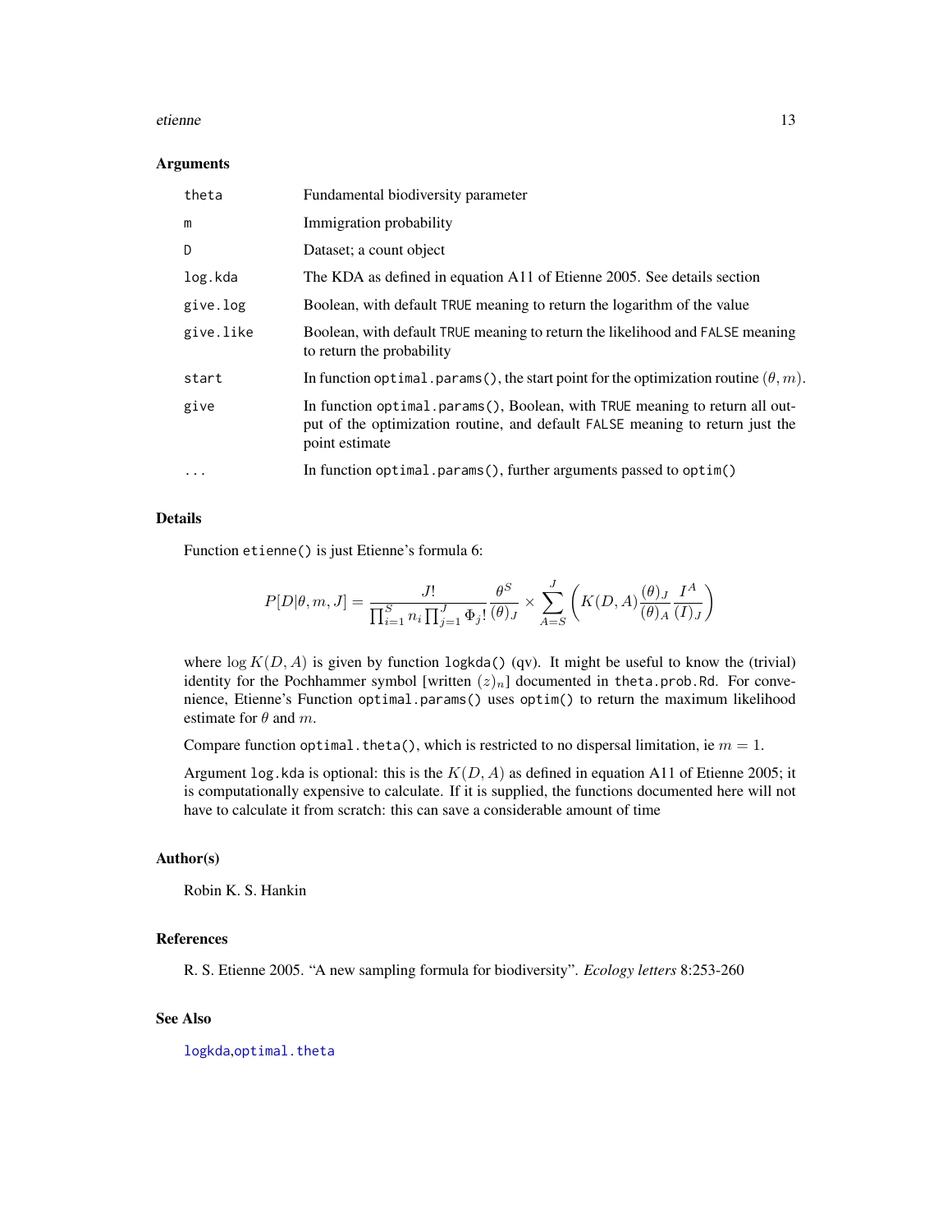### Arguments

| | |
|---|---|
| `theta` | Fundamental biodiversity parameter |
| `m` | Immigration probability |
| `D` | Dataset; a count object |
| `log.kda` | The KDA as defined in equation A11 of Etienne 2005. See details section |
| `give.log` | Boolean, with default `TRUE` meaning to return the logarithm of the value |
| `give.like` | Boolean, with default `TRUE` meaning to return the likelihood and `FALSE` meaning to return the probability |
| `start` | In function `optimal.params()`, the start point for the optimization routine $(\theta, m)$. |
| `give` | In function `optimal.params()`, Boolean, with `TRUE` meaning to return all output of the optimization routine, and default `FALSE` meaning to return just the point estimate |
| `...` | In function `optimal.params()`, further arguments passed to `optim()` |

### Details

Function `etienne()` is just Etienne's formula 6:

$$P[D|\theta, m, J] = \frac{J!}{\prod_{i=1}^{S} n_i \prod_{j=1}^{J} \Phi_j!} \frac{\theta^S}{(\theta)_J} \times \sum_{A=S}^{J} \left( K(D, A) \frac{(\theta)_J}{(\theta)_A} \frac{I^A}{(I)_J} \right)$$

where $\log K(D, A)$ is given by function `logkda()` (qv). It might be useful to know the (trivial) identity for the Pochhammer symbol [written $(z)_n$] documented in `theta.prob.Rd`. For convenience, Etienne's Function `optimal.params()` uses `optim()` to return the maximum likelihood estimate for $\theta$ and $m$.

Compare function `optimal.theta()`, which is restricted to no dispersal limitation, ie $m = 1$.

Argument `log.kda` is optional: this is the $K(D, A)$ as defined in equation A11 of Etienne 2005; it is computationally expensive to calculate. If it is supplied, the functions documented here will not have to calculate it from scratch: this can save a considerable amount of time

### Author(s)

Robin K. S. Hankin

### References

R. S. Etienne 2005. "A new sampling formula for biodiversity". *Ecology letters* 8:253-260

### See Also

`logkda`, `optimal.theta`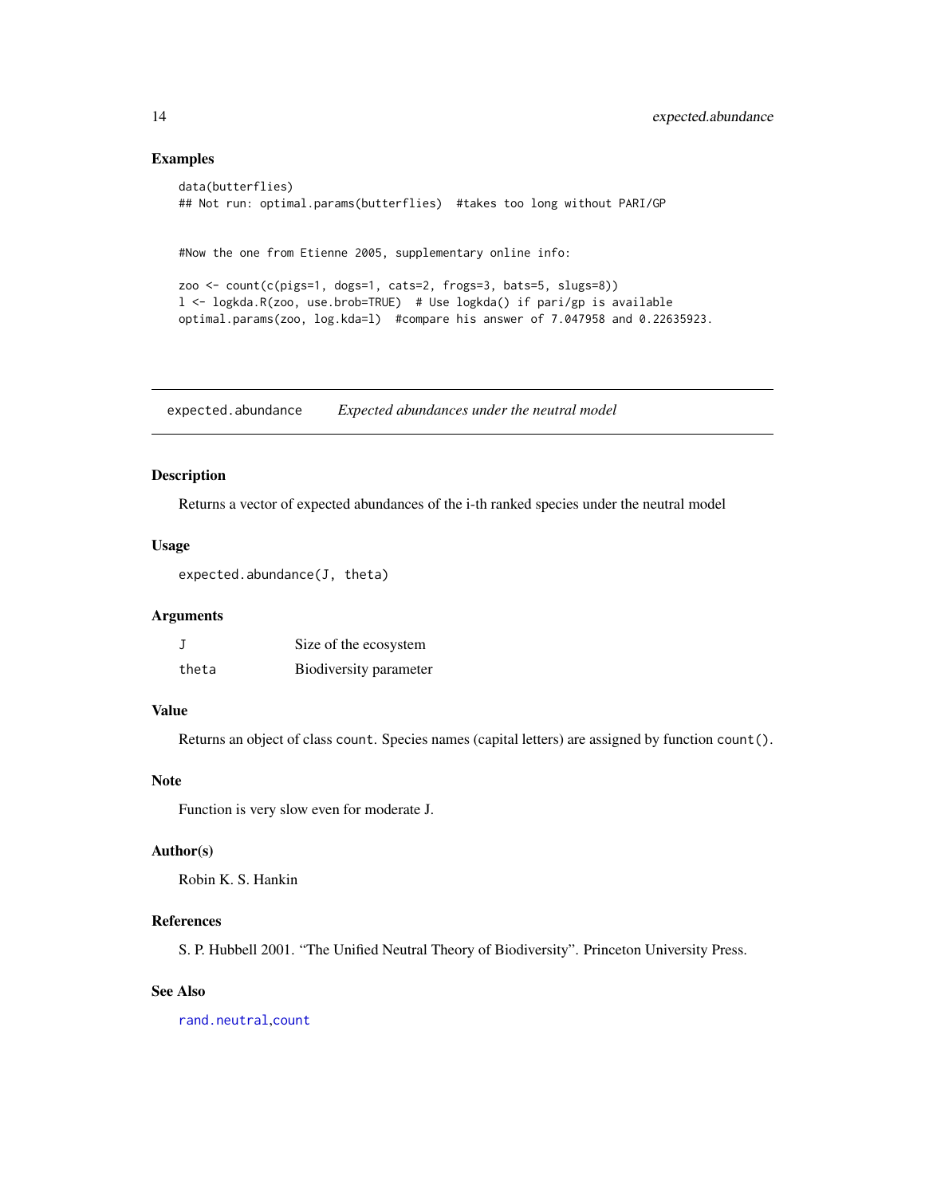## Examples

```
data(butterflies)
## Not run: optimal.params(butterflies)  #takes too long without PARI/GP


#Now the one from Etienne 2005, supplementary online info:

zoo <- count(c(pigs=1, dogs=1, cats=2, frogs=3, bats=5, slugs=8))
l <- logkda.R(zoo, use.brob=TRUE)  # Use logkda() if pari/gp is available
optimal.params(zoo, log.kda=l)  #compare his answer of 7.047958 and 0.22635923.
```

---

# expected.abundance    *Expected abundances under the neutral model*

---

## Description

Returns a vector of expected abundances of the i-th ranked species under the neutral model

## Usage

```
expected.abundance(J, theta)
```

## Arguments

| | |
|---|---|
| J | Size of the ecosystem |
| theta | Biodiversity parameter |

## Value

Returns an object of class `count`. Species names (capital letters) are assigned by function `count()`.

## Note

Function is very slow even for moderate J.

## Author(s)

Robin K. S. Hankin

## References

S. P. Hubbell 2001. "The Unified Neutral Theory of Biodiversity". Princeton University Press.

## See Also

`rand.neutral`, `count`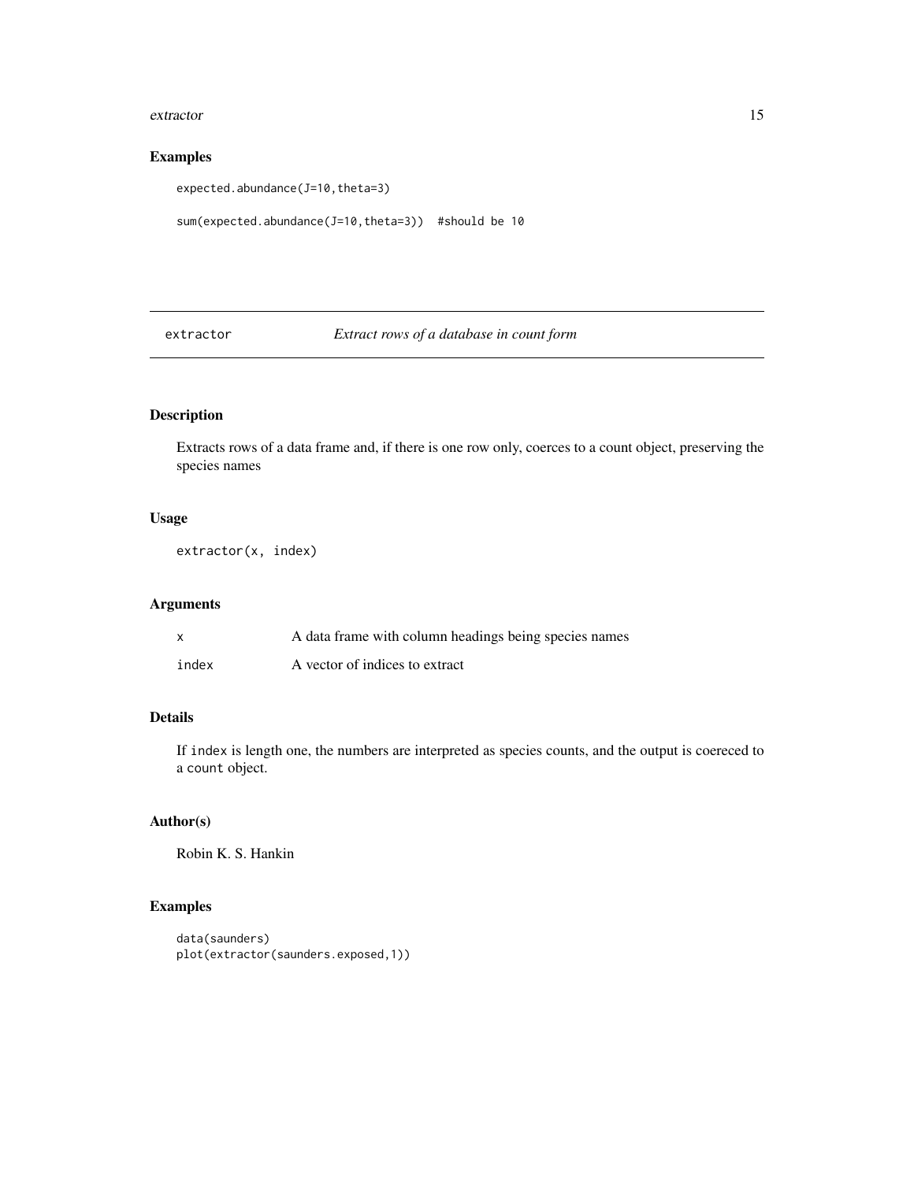## Examples

```
expected.abundance(J=10,theta=3)

sum(expected.abundance(J=10,theta=3))  #should be 10
```

---

# extractor — *Extract rows of a database in count form*

## Description

Extracts rows of a data frame and, if there is one row only, coerces to a count object, preserving the species names

## Usage

```
extractor(x, index)
```

## Arguments

| | |
|---|---|
| `x` | A data frame with column headings being species names |
| `index` | A vector of indices to extract |

## Details

If `index` is length one, the numbers are interpreted as species counts, and the output is coereced to a `count` object.

## Author(s)

Robin K. S. Hankin

## Examples

```
data(saunders)
plot(extractor(saunders.exposed,1))
```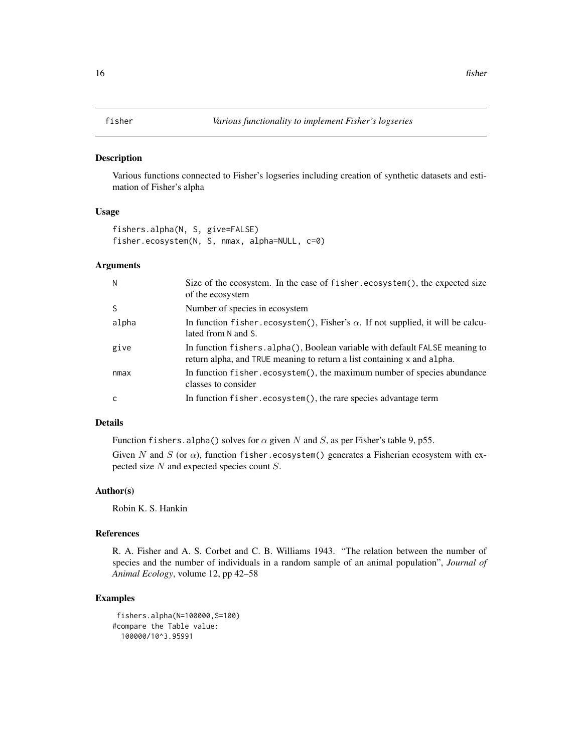# fisher — *Various functionality to implement Fisher's logseries*

## Description

Various functions connected to Fisher's logseries including creation of synthetic datasets and estimation of Fisher's alpha

## Usage

```
fishers.alpha(N, S, give=FALSE)
fisher.ecosystem(N, S, nmax, alpha=NULL, c=0)
```

## Arguments

| | |
|---|---|
| `N` | Size of the ecosystem. In the case of `fisher.ecosystem()`, the expected size of the ecosystem |
| `S` | Number of species in ecosystem |
| `alpha` | In function `fisher.ecosystem()`, Fisher's $\alpha$. If not supplied, it will be calculated from `N` and `S`. |
| `give` | In function `fishers.alpha()`, Boolean variable with default `FALSE` meaning to return alpha, and `TRUE` meaning to return a list containing `x` and `alpha`. |
| `nmax` | In function `fisher.ecosystem()`, the maximum number of species abundance classes to consider |
| `c` | In function `fisher.ecosystem()`, the rare species advantage term |

## Details

Function `fishers.alpha()` solves for $\alpha$ given $N$ and $S$, as per Fisher's table 9, p55.

Given $N$ and $S$ (or $\alpha$), function `fisher.ecosystem()` generates a Fisherian ecosystem with expected size $N$ and expected species count $S$.

## Author(s)

Robin K. S. Hankin

## References

R. A. Fisher and A. S. Corbet and C. B. Williams 1943. "The relation between the number of species and the number of individuals in a random sample of an animal population", *Journal of Animal Ecology*, volume 12, pp 42–58

## Examples

```
 fishers.alpha(N=100000,S=100)
#compare the Table value:
  100000/10^3.95991
```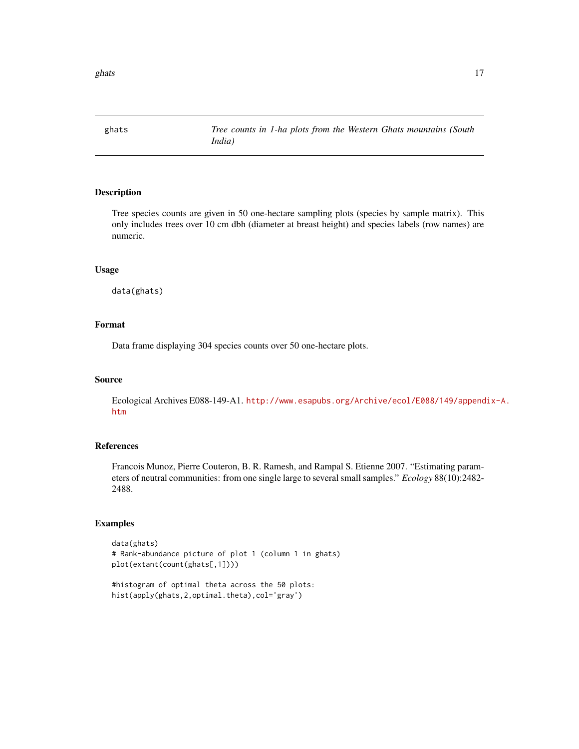# ghats — *Tree counts in 1-ha plots from the Western Ghats mountains (South India)*

## Description

Tree species counts are given in 50 one-hectare sampling plots (species by sample matrix). This only includes trees over 10 cm dbh (diameter at breast height) and species labels (row names) are numeric.

## Usage

```
data(ghats)
```

## Format

Data frame displaying 304 species counts over 50 one-hectare plots.

## Source

Ecological Archives E088-149-A1. http://www.esapubs.org/Archive/ecol/E088/149/appendix-A.htm

## References

Francois Munoz, Pierre Couteron, B. R. Ramesh, and Rampal S. Etienne 2007. "Estimating parameters of neutral communities: from one single large to several small samples." *Ecology* 88(10):2482-2488.

## Examples

```
data(ghats)
# Rank-abundance picture of plot 1 (column 1 in ghats)
plot(extant(count(ghats[,1])))

#histogram of optimal theta across the 50 plots:
hist(apply(ghats,2,optimal.theta),col='gray')
```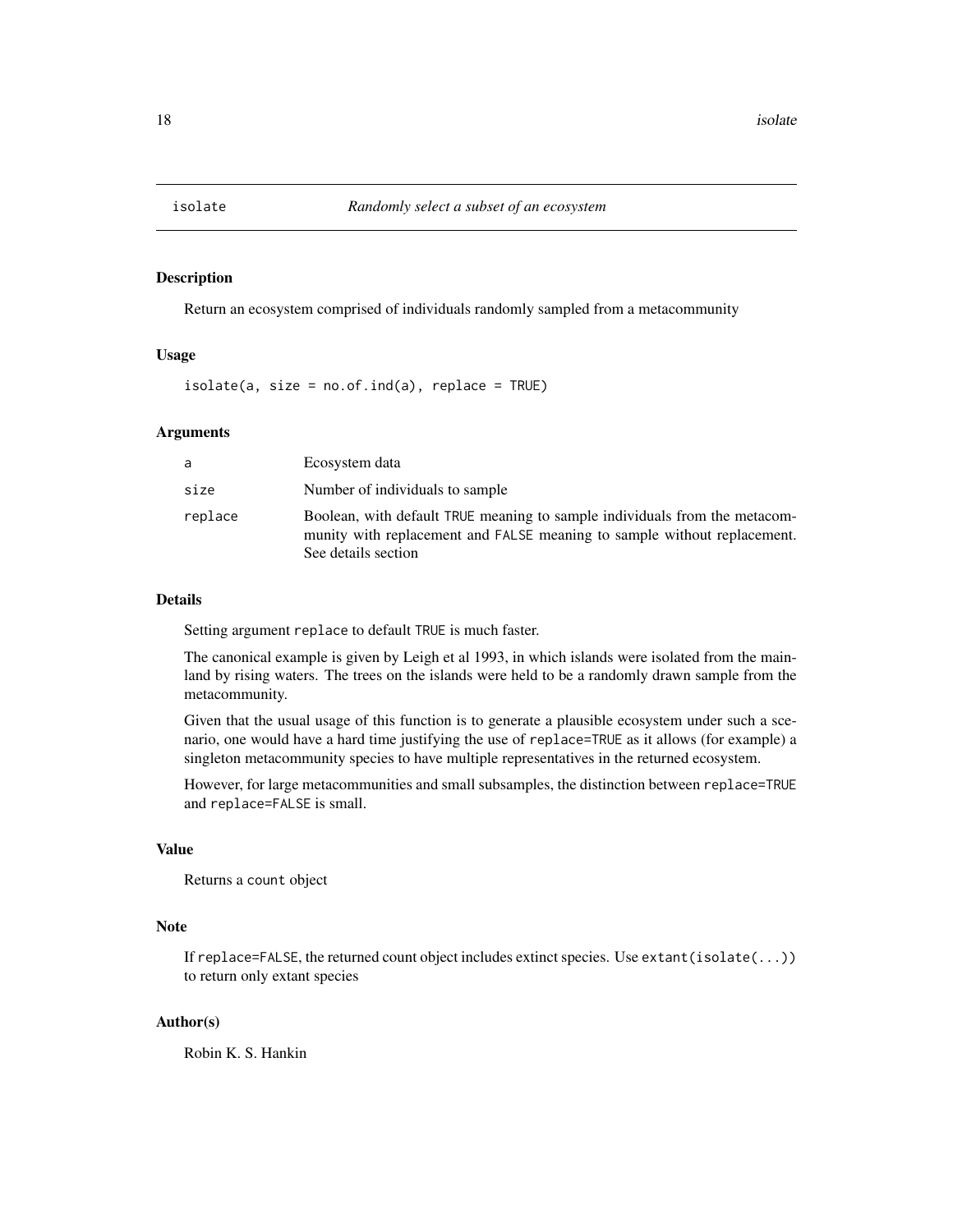## isolate — *Randomly select a subset of an ecosystem*

### Description

Return an ecosystem comprised of individuals randomly sampled from a metacommunity

### Usage

```
isolate(a, size = no.of.ind(a), replace = TRUE)
```

### Arguments

| | |
|---|---|
| a | Ecosystem data |
| size | Number of individuals to sample |
| replace | Boolean, with default TRUE meaning to sample individuals from the metacommunity with replacement and FALSE meaning to sample without replacement. See details section |

### Details

Setting argument `replace` to default `TRUE` is much faster.

The canonical example is given by Leigh et al 1993, in which islands were isolated from the mainland by rising waters. The trees on the islands were held to be a randomly drawn sample from the metacommunity.

Given that the usual usage of this function is to generate a plausible ecosystem under such a scenario, one would have a hard time justifying the use of `replace=TRUE` as it allows (for example) a singleton metacommunity species to have multiple representatives in the returned ecosystem.

However, for large metacommunities and small subsamples, the distinction between `replace=TRUE` and `replace=FALSE` is small.

### Value

Returns a `count` object

### Note

If `replace=FALSE`, the returned count object includes extinct species. Use `extant(isolate(...))` to return only extant species

### Author(s)

Robin K. S. Hankin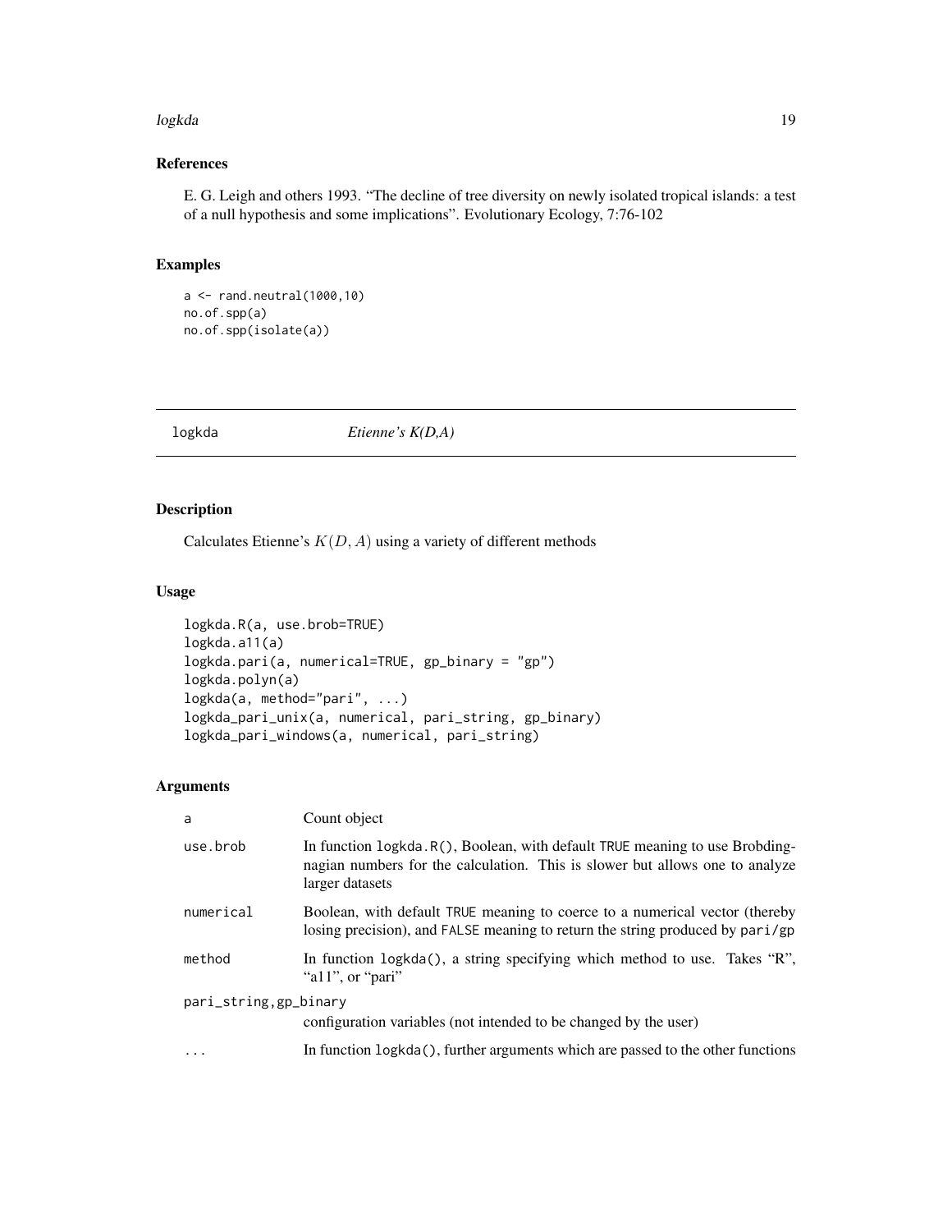## References

E. G. Leigh and others 1993. "The decline of tree diversity on newly isolated tropical islands: a test of a null hypothesis and some implications". Evolutionary Ecology, 7:76-102

## Examples

```
a <- rand.neutral(1000,10)
no.of.spp(a)
no.of.spp(isolate(a))
```

---

# logkda *Etienne's K(D,A)*

---

## Description

Calculates Etienne's $K(D, A)$ using a variety of different methods

## Usage

```
logkda.R(a, use.brob=TRUE)
logkda.a11(a)
logkda.pari(a, numerical=TRUE, gp_binary = "gp")
logkda.polyn(a)
logkda(a, method="pari", ...)
logkda_pari_unix(a, numerical, pari_string, gp_binary)
logkda_pari_windows(a, numerical, pari_string)
```

## Arguments

| | |
|---|---|
| `a` | Count object |
| `use.brob` | In function `logkda.R()`, Boolean, with default `TRUE` meaning to use Brobdingnagian numbers for the calculation. This is slower but allows one to analyze larger datasets |
| `numerical` | Boolean, with default `TRUE` meaning to coerce to a numerical vector (thereby losing precision), and `FALSE` meaning to return the string produced by `pari/gp` |
| `method` | In function `logkda()`, a string specifying which method to use. Takes "R", "a11", or "pari" |
| `pari_string,gp_binary` | configuration variables (not intended to be changed by the user) |
| `...` | In function `logkda()`, further arguments which are passed to the other functions |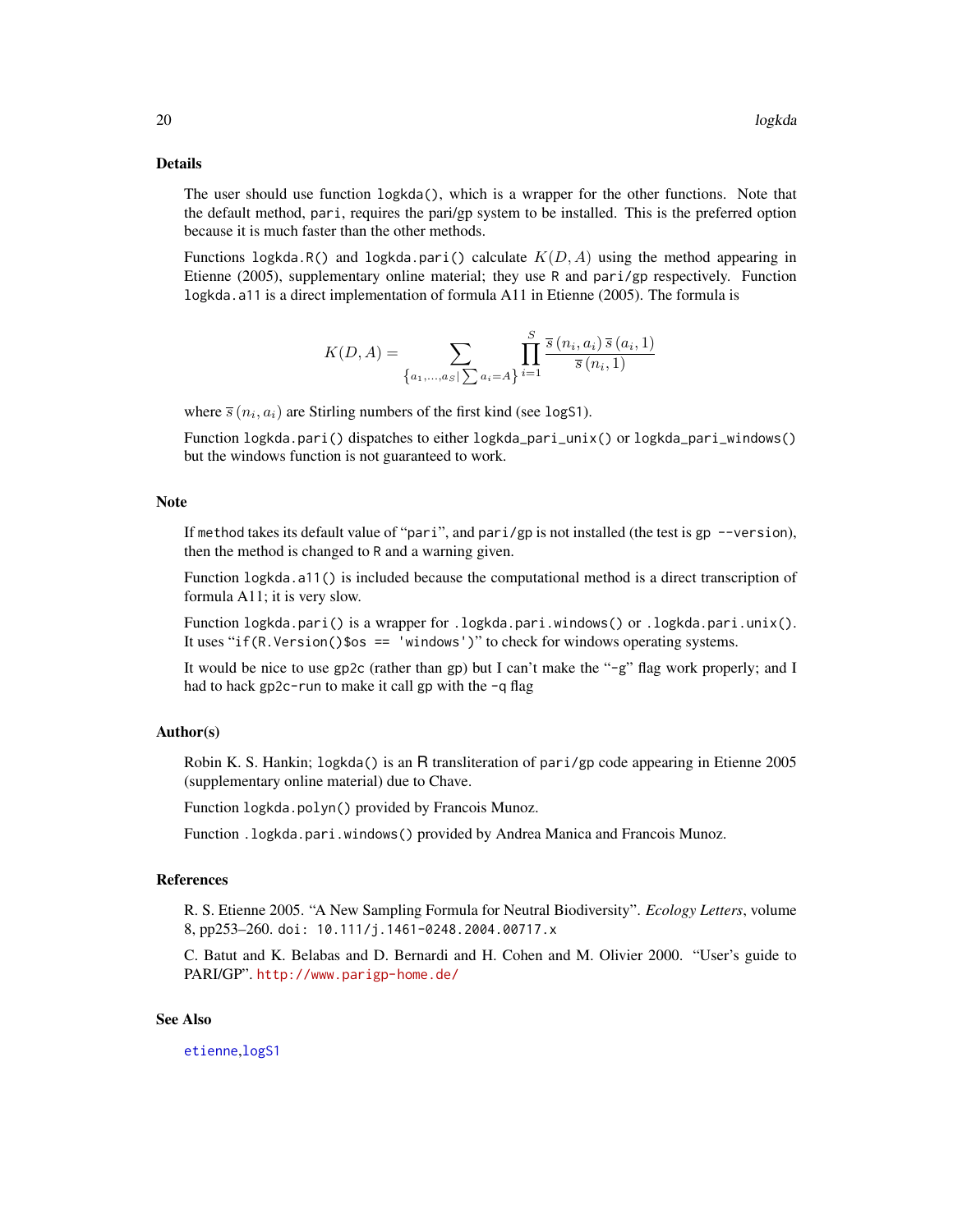### Details

The user should use function `logkda()`, which is a wrapper for the other functions. Note that the default method, `pari`, requires the pari/gp system to be installed. This is the preferred option because it is much faster than the other methods.

Functions `logkda.R()` and `logkda.pari()` calculate $K(D, A)$ using the method appearing in Etienne (2005), supplementary online material; they use `R` and `pari/gp` respectively. Function `logkda.a11` is a direct implementation of formula A11 in Etienne (2005). The formula is

$$K(D, A) = \sum_{\left\{a_1, \ldots, a_S \mid \sum a_i = A\right\}} \prod_{i=1}^{S} \frac{\overline{s}\left(n_i, a_i\right) \overline{s}\left(a_i, 1\right)}{\overline{s}\left(n_i, 1\right)}$$

where $\overline{s}\left(n_i, a_i\right)$ are Stirling numbers of the first kind (see `logS1`).

Function `logkda.pari()` dispatches to either `logkda_pari_unix()` or `logkda_pari_windows()` but the windows function is not guaranteed to work.

### Note

If `method` takes its default value of "`pari`", and `pari/gp` is not installed (the test is `gp --version`), then the method is changed to `R` and a warning given.

Function `logkda.a11()` is included because the computational method is a direct transcription of formula A11; it is very slow.

Function `logkda.pari()` is a wrapper for `.logkda.pari.windows()` or `.logkda.pari.unix()`. It uses "`if(R.Version()$os == 'windows')`" to check for windows operating systems.

It would be nice to use `gp2c` (rather than `gp`) but I can't make the "`-g`" flag work properly; and I had to hack `gp2c-run` to make it call `gp` with the `-q` flag

### Author(s)

Robin K. S. Hankin; `logkda()` is an R transliteration of `pari/gp` code appearing in Etienne 2005 (supplementary online material) due to Chave.

Function `logkda.polyn()` provided by Francois Munoz.

Function `.logkda.pari.windows()` provided by Andrea Manica and Francois Munoz.

### References

R. S. Etienne 2005. "A New Sampling Formula for Neutral Biodiversity". *Ecology Letters*, volume 8, pp253–260. `doi: 10.111/j.1461-0248.2004.00717.x`

C. Batut and K. Belabas and D. Bernardi and H. Cohen and M. Olivier 2000. "User's guide to PARI/GP". http://www.parigp-home.de/

### See Also

`etienne`, `logS1`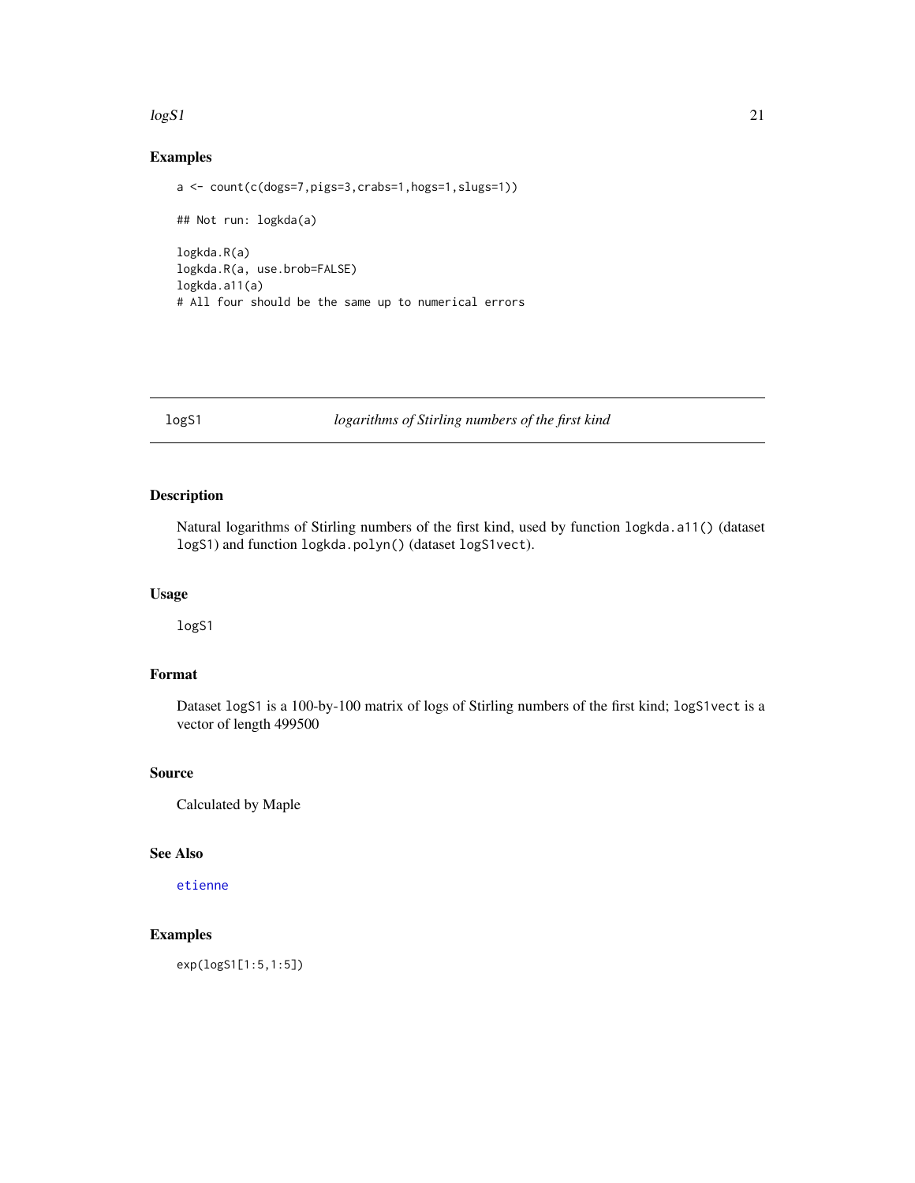## Examples

```
a <- count(c(dogs=7,pigs=3,crabs=1,hogs=1,slugs=1))

## Not run: logkda(a)

logkda.R(a)
logkda.R(a, use.brob=FALSE)
logkda.a11(a)
# All four should be the same up to numerical errors
```

---

# logS1 *logarithms of Stirling numbers of the first kind*

## Description

Natural logarithms of Stirling numbers of the first kind, used by function `logkda.a11()` (dataset `logS1`) and function `logkda.polyn()` (dataset `logS1vect`).

## Usage

```
logS1
```

## Format

Dataset `logS1` is a 100-by-100 matrix of logs of Stirling numbers of the first kind; `logS1vect` is a vector of length 499500

## Source

Calculated by Maple

## See Also

`etienne`

## Examples

```
exp(logS1[1:5,1:5])
```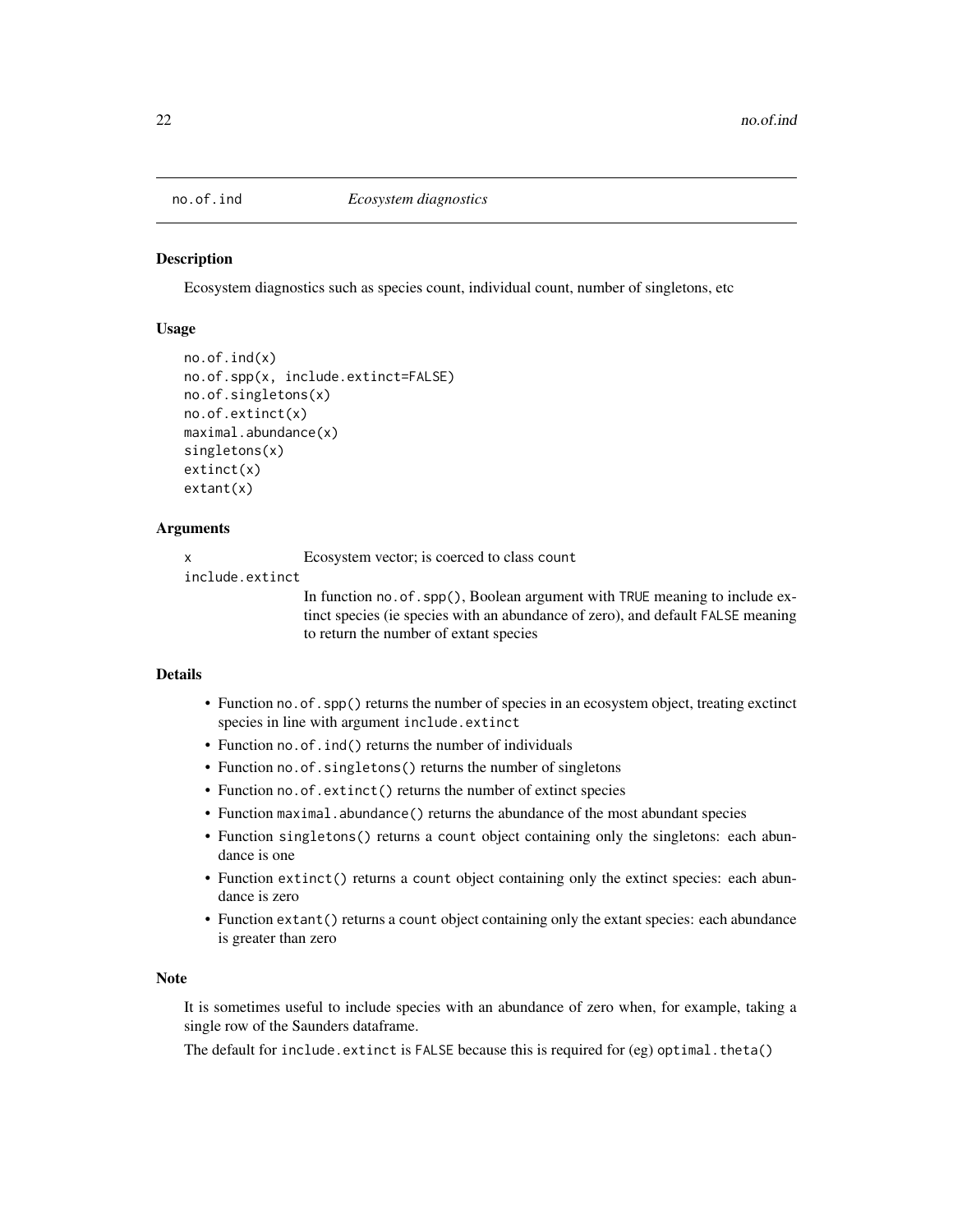# no.of.ind *Ecosystem diagnostics*

## Description

Ecosystem diagnostics such as species count, individual count, number of singletons, etc

## Usage

```
no.of.ind(x)
no.of.spp(x, include.extinct=FALSE)
no.of.singletons(x)
no.of.extinct(x)
maximal.abundance(x)
singletons(x)
extinct(x)
extant(x)
```

## Arguments

| | |
|---|---|
| x | Ecosystem vector; is coerced to class `count` |
| include.extinct | In function `no.of.spp()`, Boolean argument with `TRUE` meaning to include extinct species (ie species with an abundance of zero), and default `FALSE` meaning to return the number of extant species |

## Details

- Function `no.of.spp()` returns the number of species in an ecosystem object, treating exctinct species in line with argument `include.extinct`
- Function `no.of.ind()` returns the number of individuals
- Function `no.of.singletons()` returns the number of singletons
- Function `no.of.extinct()` returns the number of extinct species
- Function `maximal.abundance()` returns the abundance of the most abundant species
- Function `singletons()` returns a `count` object containing only the singletons: each abundance is one
- Function `extinct()` returns a `count` object containing only the extinct species: each abundance is zero
- Function `extant()` returns a `count` object containing only the extant species: each abundance is greater than zero

## Note

It is sometimes useful to include species with an abundance of zero when, for example, taking a single row of the Saunders dataframe.

The default for `include.extinct` is `FALSE` because this is required for (eg) `optimal.theta()`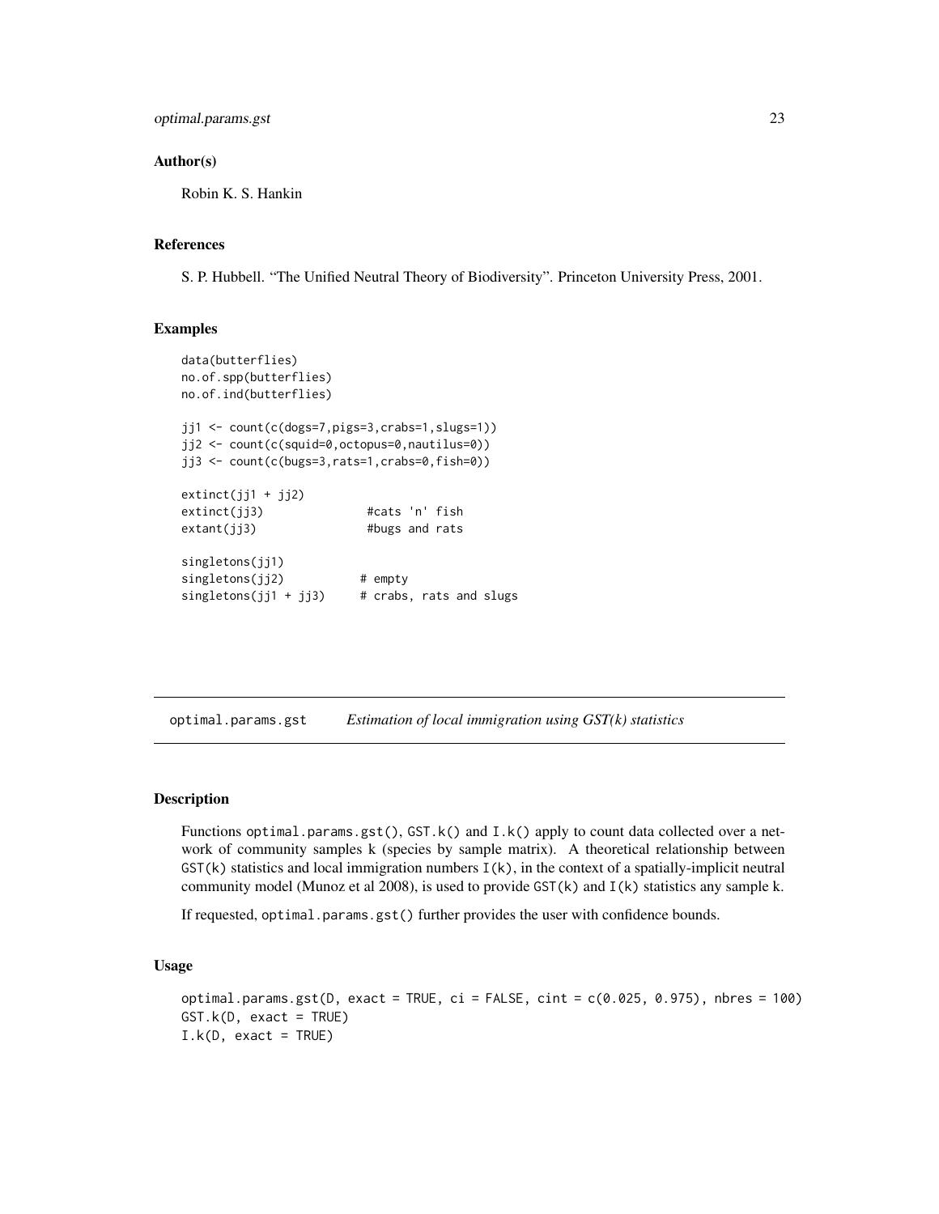## Author(s)

Robin K. S. Hankin

## References

S. P. Hubbell. "The Unified Neutral Theory of Biodiversity". Princeton University Press, 2001.

## Examples

```
data(butterflies)
no.of.spp(butterflies)
no.of.ind(butterflies)

jj1 <- count(c(dogs=7,pigs=3,crabs=1,slugs=1))
jj2 <- count(c(squid=0,octopus=0,nautilus=0))
jj3 <- count(c(bugs=3,rats=1,crabs=0,fish=0))

extinct(jj1 + jj2)
extinct(jj3)              #cats 'n' fish
extant(jj3)               #bugs and rats

singletons(jj1)
singletons(jj2)          # empty
singletons(jj1 + jj3)    # crabs, rats and slugs
```

---

# optimal.params.gst — *Estimation of local immigration using GST(k) statistics*

## Description

Functions `optimal.params.gst()`, `GST.k()` and `I.k()` apply to count data collected over a network of community samples k (species by sample matrix). A theoretical relationship between `GST(k)` statistics and local immigration numbers `I(k)`, in the context of a spatially-implicit neutral community model (Munoz et al 2008), is used to provide `GST(k)` and `I(k)` statistics any sample k.

If requested, `optimal.params.gst()` further provides the user with confidence bounds.

## Usage

```
optimal.params.gst(D, exact = TRUE, ci = FALSE, cint = c(0.025, 0.975), nbres = 100)
GST.k(D, exact = TRUE)
I.k(D, exact = TRUE)
```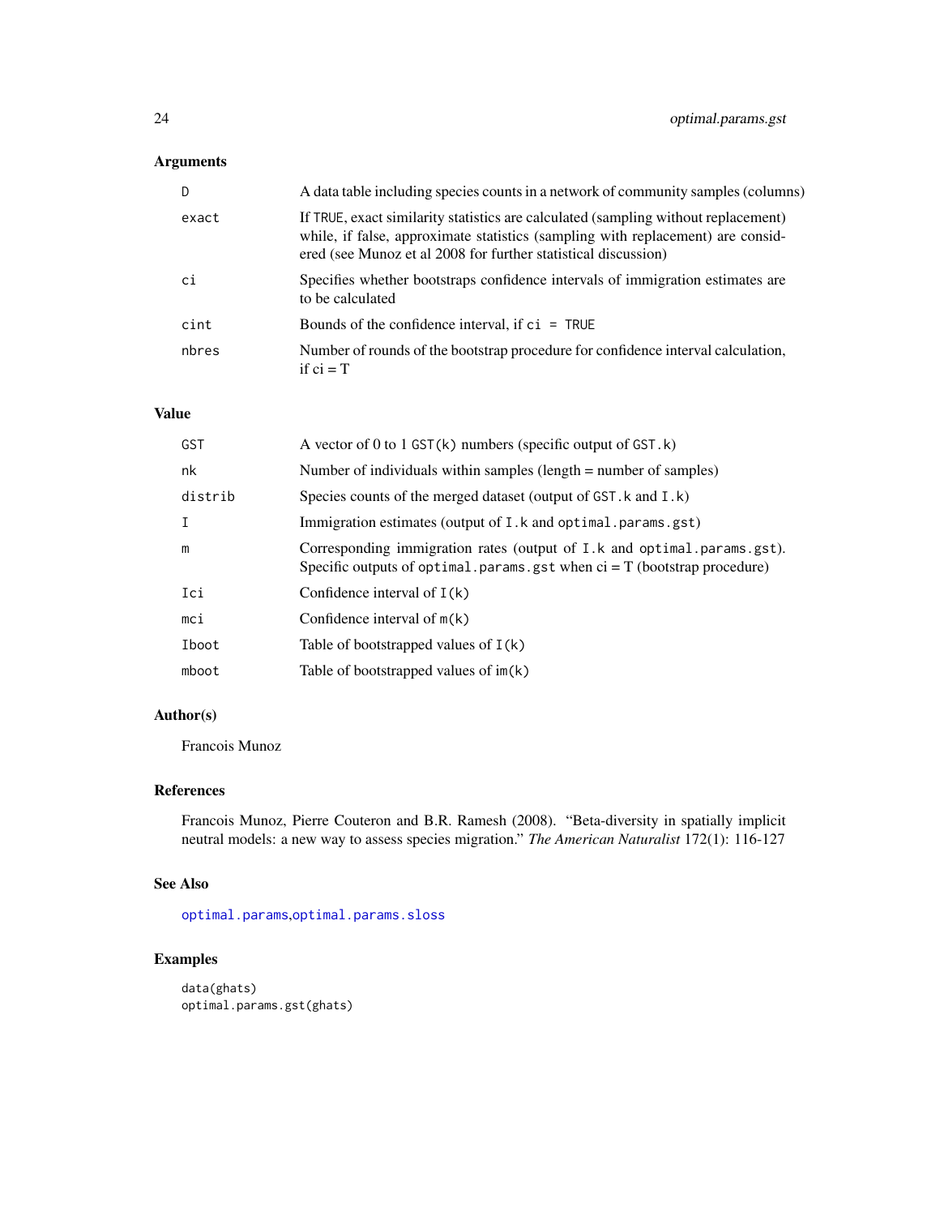## Arguments

| | |
|---|---|
| `D` | A data table including species counts in a network of community samples (columns) |
| `exact` | If `TRUE`, exact similarity statistics are calculated (sampling without replacement) while, if false, approximate statistics (sampling with replacement) are considered (see Munoz et al 2008 for further statistical discussion) |
| `ci` | Specifies whether bootstraps confidence intervals of immigration estimates are to be calculated |
| `cint` | Bounds of the confidence interval, if `ci = TRUE` |
| `nbres` | Number of rounds of the bootstrap procedure for confidence interval calculation, if ci = T |

## Value

| | |
|---|---|
| `GST` | A vector of 0 to 1 `GST(k)` numbers (specific output of `GST.k`) |
| `nk` | Number of individuals within samples (length = number of samples) |
| `distrib` | Species counts of the merged dataset (output of `GST.k` and `I.k`) |
| `I` | Immigration estimates (output of `I.k` and `optimal.params.gst`) |
| `m` | Corresponding immigration rates (output of `I.k` and `optimal.params.gst`). Specific outputs of `optimal.params.gst` when ci = T (bootstrap procedure) |
| `Ici` | Confidence interval of `I(k)` |
| `mci` | Confidence interval of `m(k)` |
| `Iboot` | Table of bootstrapped values of `I(k)` |
| `mboot` | Table of bootstrapped values of `im(k)` |

## Author(s)

Francois Munoz

## References

Francois Munoz, Pierre Couteron and B.R. Ramesh (2008). "Beta-diversity in spatially implicit neutral models: a new way to assess species migration." *The American Naturalist* 172(1): 116-127

## See Also

`optimal.params`, `optimal.params.sloss`

## Examples

```
data(ghats)
optimal.params.gst(ghats)
```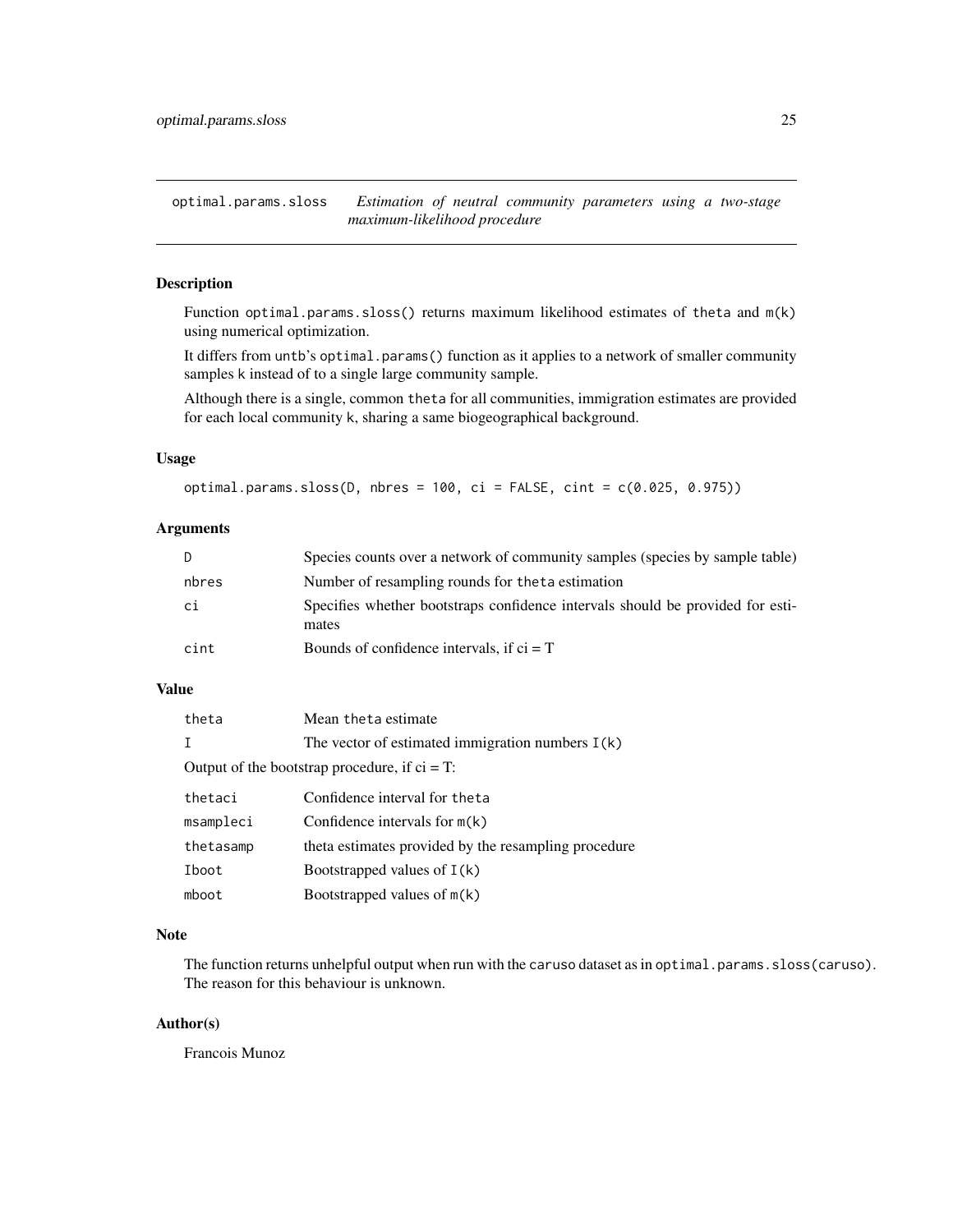optimal.params.sloss *Estimation of neutral community parameters using a two-stage maximum-likelihood procedure*

### Description

Function optimal.params.sloss() returns maximum likelihood estimates of theta and m(k) using numerical optimization.

It differs from untb's optimal.params() function as it applies to a network of smaller community samples k instead of to a single large community sample.

Although there is a single, common theta for all communities, immigration estimates are provided for each local community k, sharing a same biogeographical background.

### Usage

```
optimal.params.sloss(D, nbres = 100, ci = FALSE, cint = c(0.025, 0.975))
```

### Arguments

| | |
|---|---|
| D | Species counts over a network of community samples (species by sample table) |
| nbres | Number of resampling rounds for theta estimation |
| ci | Specifies whether bootstraps confidence intervals should be provided for estimates |
| cint | Bounds of confidence intervals, if ci = T |

### Value

| | |
|---|---|
| theta | Mean theta estimate |
| I | The vector of estimated immigration numbers I(k) |

Output of the bootstrap procedure, if ci = T:

| | |
|---|---|
| thetaci | Confidence interval for theta |
| msampleci | Confidence intervals for m(k) |
| thetasamp | theta estimates provided by the resampling procedure |
| Iboot | Bootstrapped values of I(k) |
| mboot | Bootstrapped values of m(k) |

### Note

The function returns unhelpful output when run with the caruso dataset as in optimal.params.sloss(caruso). The reason for this behaviour is unknown.

### Author(s)

Francois Munoz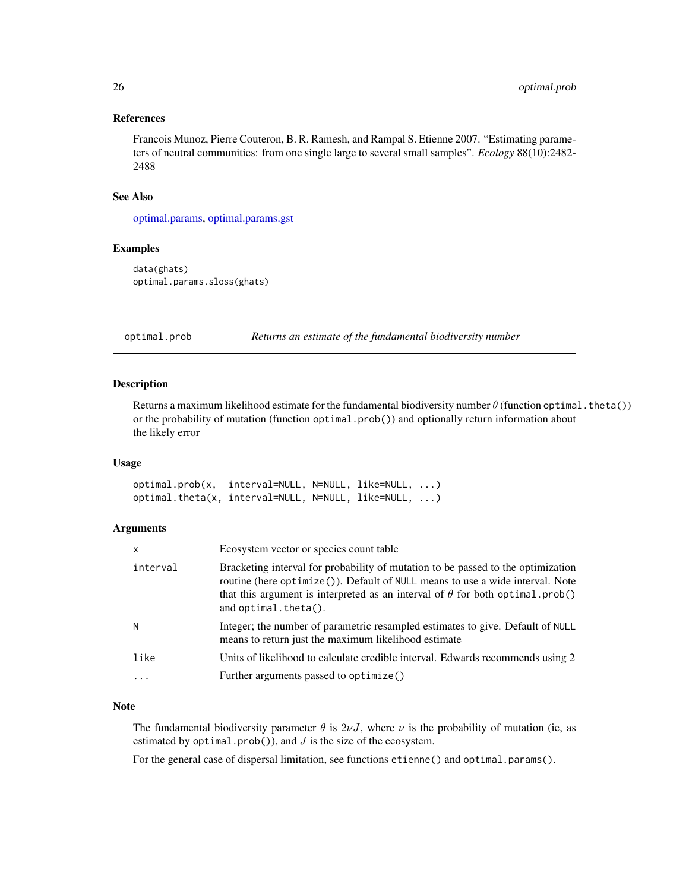## References

Francois Munoz, Pierre Couteron, B. R. Ramesh, and Rampal S. Etienne 2007. "Estimating parameters of neutral communities: from one single large to several small samples". *Ecology* 88(10):2482-2488

## See Also

optimal.params, optimal.params.gst

## Examples

```
data(ghats)
optimal.params.sloss(ghats)
```

---

# optimal.prob — *Returns an estimate of the fundamental biodiversity number*

## Description

Returns a maximum likelihood estimate for the fundamental biodiversity number $\theta$ (function `optimal.theta()`) or the probability of mutation (function `optimal.prob()`) and optionally return information about the likely error

## Usage

```
optimal.prob(x,  interval=NULL, N=NULL, like=NULL, ...)
optimal.theta(x, interval=NULL, N=NULL, like=NULL, ...)
```

## Arguments

| | |
|---|---|
| `x` | Ecosystem vector or species count table |
| `interval` | Bracketing interval for probability of mutation to be passed to the optimization routine (here `optimize()`). Default of `NULL` means to use a wide interval. Note that this argument is interpreted as an interval of $\theta$ for both `optimal.prob()` and `optimal.theta()`. |
| `N` | Integer; the number of parametric resampled estimates to give. Default of `NULL` means to return just the maximum likelihood estimate |
| `like` | Units of likelihood to calculate credible interval. Edwards recommends using 2 |
| `...` | Further arguments passed to `optimize()` |

## Note

The fundamental biodiversity parameter $\theta$ is $2\nu J$, where $\nu$ is the probability of mutation (ie, as estimated by `optimal.prob()`), and $J$ is the size of the ecosystem.

For the general case of dispersal limitation, see functions `etienne()` and `optimal.params()`.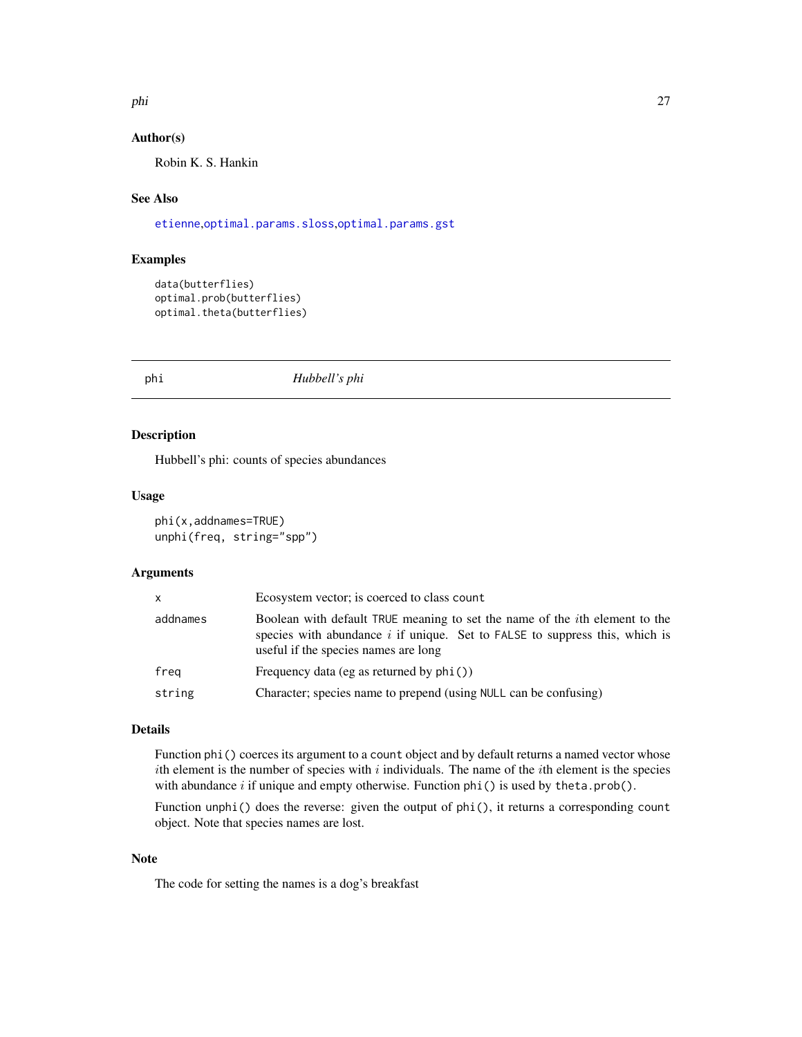### Author(s)

Robin K. S. Hankin

### See Also

etienne,optimal.params.sloss,optimal.params.gst

### Examples

```
data(butterflies)
optimal.prob(butterflies)
optimal.theta(butterflies)
```

---

## phi — *Hubbell's phi*

---

### Description

Hubbell's phi: counts of species abundances

### Usage

```
phi(x,addnames=TRUE)
unphi(freq, string="spp")
```

### Arguments

| | |
|---|---|
| x | Ecosystem vector; is coerced to class count |
| addnames | Boolean with default TRUE meaning to set the name of the $i$th element to the species with abundance $i$ if unique. Set to FALSE to suppress this, which is useful if the species names are long |
| freq | Frequency data (eg as returned by phi()) |
| string | Character; species name to prepend (using NULL can be confusing) |

### Details

Function phi() coerces its argument to a count object and by default returns a named vector whose $i$th element is the number of species with $i$ individuals. The name of the $i$th element is the species with abundance $i$ if unique and empty otherwise. Function phi() is used by theta.prob().

Function unphi() does the reverse: given the output of phi(), it returns a corresponding count object. Note that species names are lost.

### Note

The code for setting the names is a dog's breakfast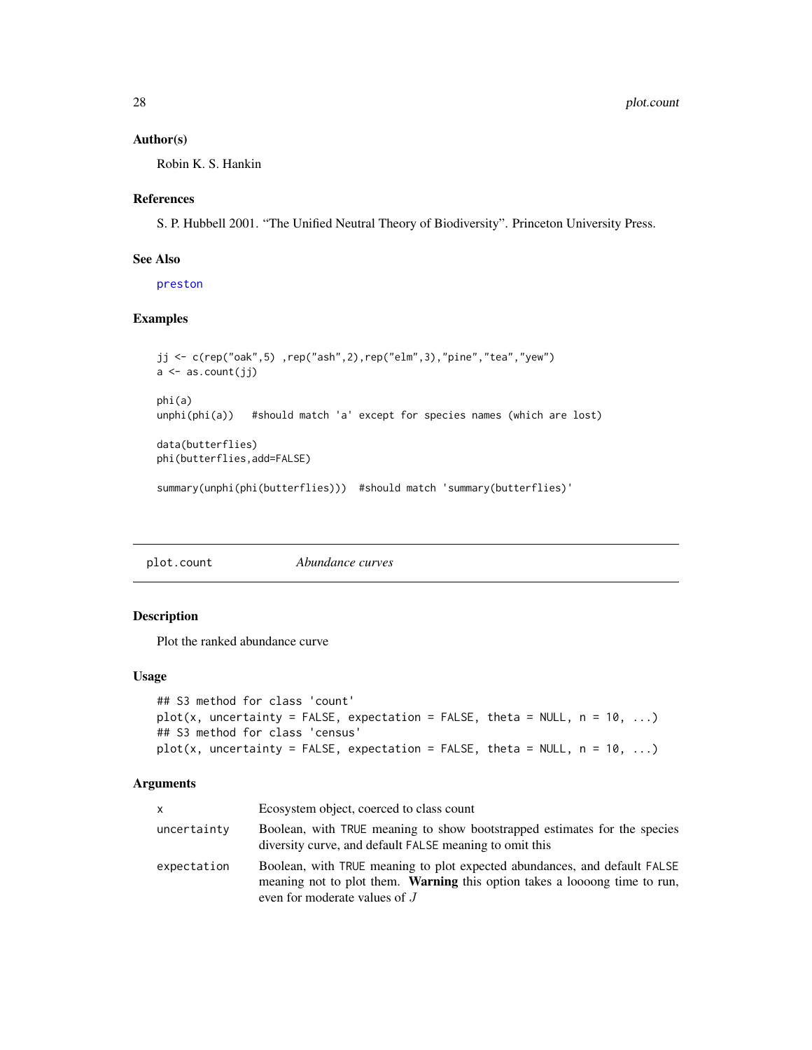## Author(s)

Robin K. S. Hankin

## References

S. P. Hubbell 2001. "The Unified Neutral Theory of Biodiversity". Princeton University Press.

## See Also

preston

## Examples

```
jj <- c(rep("oak",5) ,rep("ash",2),rep("elm",3),"pine","tea","yew")
a <- as.count(jj)

phi(a)
unphi(phi(a))   #should match 'a' except for species names (which are lost)

data(butterflies)
phi(butterflies,add=FALSE)

summary(unphi(phi(butterflies)))  #should match 'summary(butterflies)'
```

---

# plot.count    *Abundance curves*

## Description

Plot the ranked abundance curve

## Usage

```
## S3 method for class 'count'
plot(x, uncertainty = FALSE, expectation = FALSE, theta = NULL, n = 10, ...)
## S3 method for class 'census'
plot(x, uncertainty = FALSE, expectation = FALSE, theta = NULL, n = 10, ...)
```

## Arguments

| | |
|---|---|
| `x` | Ecosystem object, coerced to class count |
| `uncertainty` | Boolean, with `TRUE` meaning to show bootstrapped estimates for the species diversity curve, and default `FALSE` meaning to omit this |
| `expectation` | Boolean, with `TRUE` meaning to plot expected abundances, and default `FALSE` meaning not to plot them. **Warning** this option takes a loooong time to run, even for moderate values of $J$ |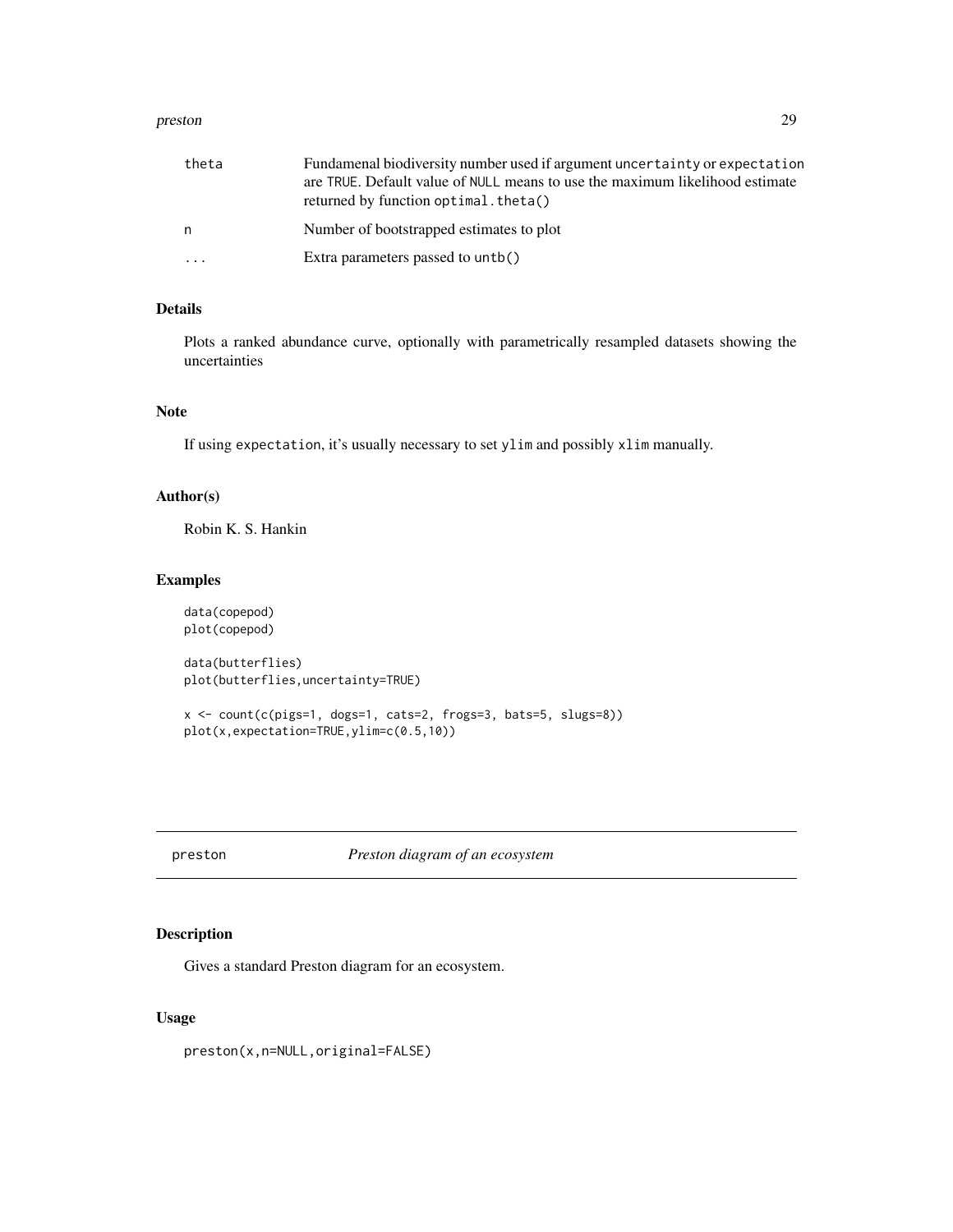| | |
|---|---|
| theta | Fundamenal biodiversity number used if argument uncertainty or expectation are TRUE. Default value of NULL means to use the maximum likelihood estimate returned by function optimal.theta() |
| n | Number of bootstrapped estimates to plot |
| ... | Extra parameters passed to untb() |

## Details

Plots a ranked abundance curve, optionally with parametrically resampled datasets showing the uncertainties

## Note

If using expectation, it's usually necessary to set ylim and possibly xlim manually.

## Author(s)

Robin K. S. Hankin

## Examples

```
data(copepod)
plot(copepod)

data(butterflies)
plot(butterflies,uncertainty=TRUE)

x <- count(c(pigs=1, dogs=1, cats=2, frogs=3, bats=5, slugs=8))
plot(x,expectation=TRUE,ylim=c(0.5,10))
```

---

# preston *Preston diagram of an ecosystem*

## Description

Gives a standard Preston diagram for an ecosystem.

## Usage

```
preston(x,n=NULL,original=FALSE)
```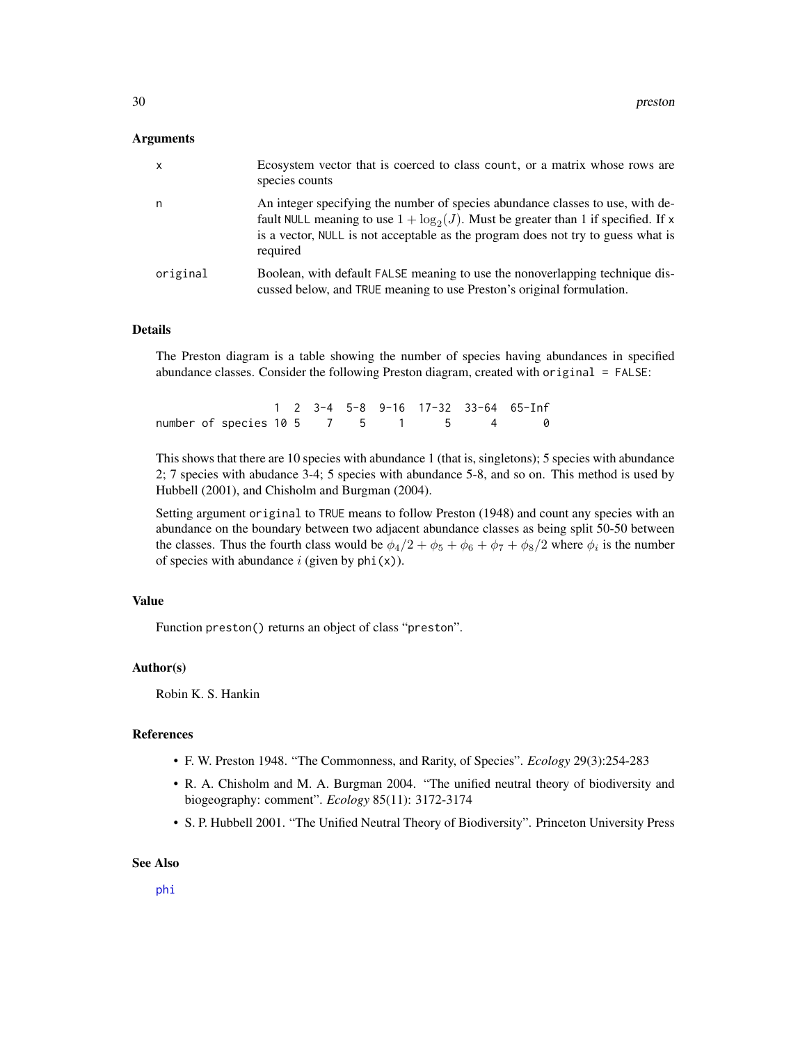### Arguments

| | |
|---|---|
| x | Ecosystem vector that is coerced to class count, or a matrix whose rows are species counts |
| n | An integer specifying the number of species abundance classes to use, with default NULL meaning to use $1 + \log_2(J)$. Must be greater than 1 if specified. If x is a vector, NULL is not acceptable as the program does not try to guess what is required |
| original | Boolean, with default FALSE meaning to use the nonoverlapping technique discussed below, and TRUE meaning to use Preston's original formulation. |

### Details

The Preston diagram is a table showing the number of species having abundances in specified abundance classes. Consider the following Preston diagram, created with original = FALSE:

```
                  1  2  3-4  5-8  9-16  17-32  33-64  65-Inf
number of species 10 5    7    5     1      5      4       0
```

This shows that there are 10 species with abundance 1 (that is, singletons); 5 species with abundance 2; 7 species with abudance 3-4; 5 species with abundance 5-8, and so on. This method is used by Hubbell (2001), and Chisholm and Burgman (2004).

Setting argument original to TRUE means to follow Preston (1948) and count any species with an abundance on the boundary between two adjacent abundance classes as being split 50-50 between the classes. Thus the fourth class would be $\phi_4/2 + \phi_5 + \phi_6 + \phi_7 + \phi_8/2$ where $\phi_i$ is the number of species with abundance $i$ (given by phi(x)).

### Value

Function preston() returns an object of class "preston".

### Author(s)

Robin K. S. Hankin

### References

- F. W. Preston 1948. "The Commonness, and Rarity, of Species". *Ecology* 29(3):254-283
- R. A. Chisholm and M. A. Burgman 2004. "The unified neutral theory of biodiversity and biogeography: comment". *Ecology* 85(11): 3172-3174
- S. P. Hubbell 2001. "The Unified Neutral Theory of Biodiversity". Princeton University Press

### See Also

phi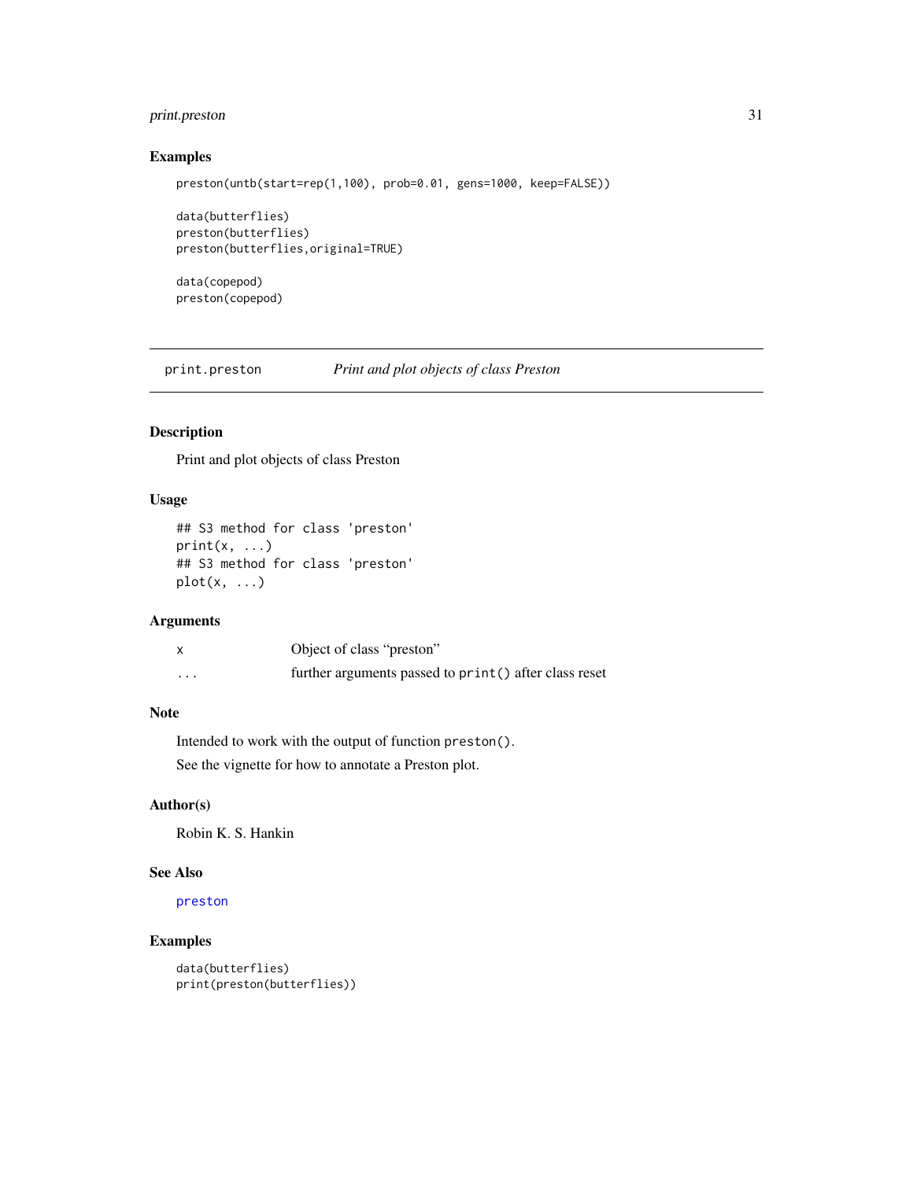## Examples

```
preston(untb(start=rep(1,100), prob=0.01, gens=1000, keep=FALSE))

data(butterflies)
preston(butterflies)
preston(butterflies,original=TRUE)

data(copepod)
preston(copepod)
```

---

# print.preston — *Print and plot objects of class Preston*

## Description

Print and plot objects of class Preston

## Usage

```
## S3 method for class 'preston'
print(x, ...)
## S3 method for class 'preston'
plot(x, ...)
```

## Arguments

| | |
|---|---|
| x | Object of class "preston" |
| ... | further arguments passed to `print()` after class reset |

## Note

Intended to work with the output of function `preston()`.

See the vignette for how to annotate a Preston plot.

## Author(s)

Robin K. S. Hankin

## See Also

`preston`

## Examples

```
data(butterflies)
print(preston(butterflies))
```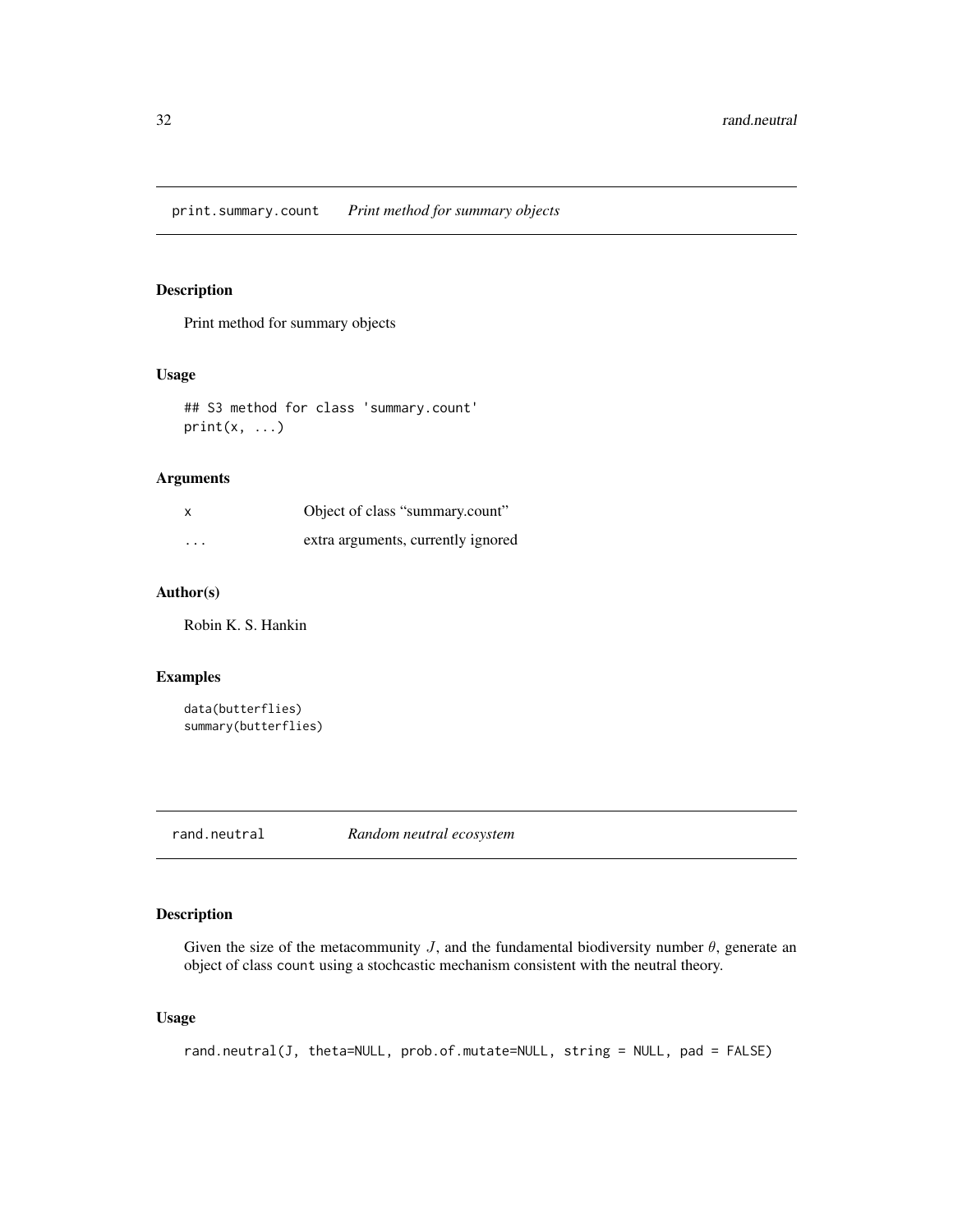## print.summary.count *Print method for summary objects*

### Description

Print method for summary objects

### Usage

```
## S3 method for class 'summary.count'
print(x, ...)
```

### Arguments

| | |
|---|---|
| x | Object of class "summary.count" |
| ... | extra arguments, currently ignored |

### Author(s)

Robin K. S. Hankin

### Examples

```
data(butterflies)
summary(butterflies)
```

## rand.neutral *Random neutral ecosystem*

### Description

Given the size of the metacommunity $J$, and the fundamental biodiversity number $\theta$, generate an object of class count using a stochcastic mechanism consistent with the neutral theory.

### Usage

```
rand.neutral(J, theta=NULL, prob.of.mutate=NULL, string = NULL, pad = FALSE)
```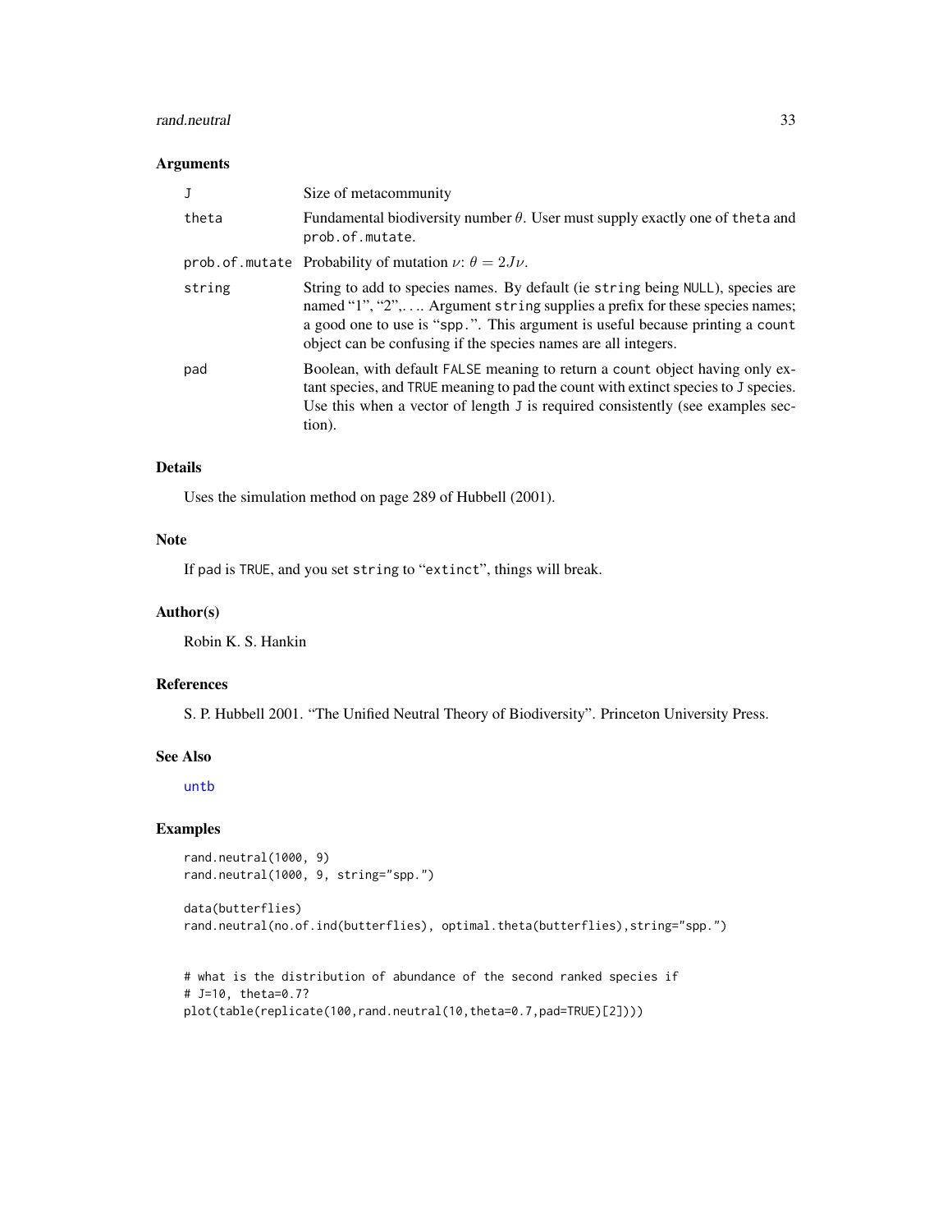## Arguments

| | |
|---|---|
| J | Size of metacommunity |
| theta | Fundamental biodiversity number $\theta$. User must supply exactly one of theta and prob.of.mutate. |
| prob.of.mutate | Probability of mutation $\nu$: $\theta = 2J\nu$. |
| string | String to add to species names. By default (ie string being NULL), species are named "1", "2",.... Argument string supplies a prefix for these species names; a good one to use is "spp.". This argument is useful because printing a count object can be confusing if the species names are all integers. |
| pad | Boolean, with default FALSE meaning to return a count object having only extant species, and TRUE meaning to pad the count with extinct species to J species. Use this when a vector of length J is required consistently (see examples section). |

## Details

Uses the simulation method on page 289 of Hubbell (2001).

## Note

If pad is TRUE, and you set string to "extinct", things will break.

## Author(s)

Robin K. S. Hankin

## References

S. P. Hubbell 2001. "The Unified Neutral Theory of Biodiversity". Princeton University Press.

## See Also

untb

## Examples

```
rand.neutral(1000, 9)
rand.neutral(1000, 9, string="spp.")

data(butterflies)
rand.neutral(no.of.ind(butterflies), optimal.theta(butterflies),string="spp.")


# what is the distribution of abundance of the second ranked species if
# J=10, theta=0.7?
plot(table(replicate(100,rand.neutral(10,theta=0.7,pad=TRUE)[2])))
```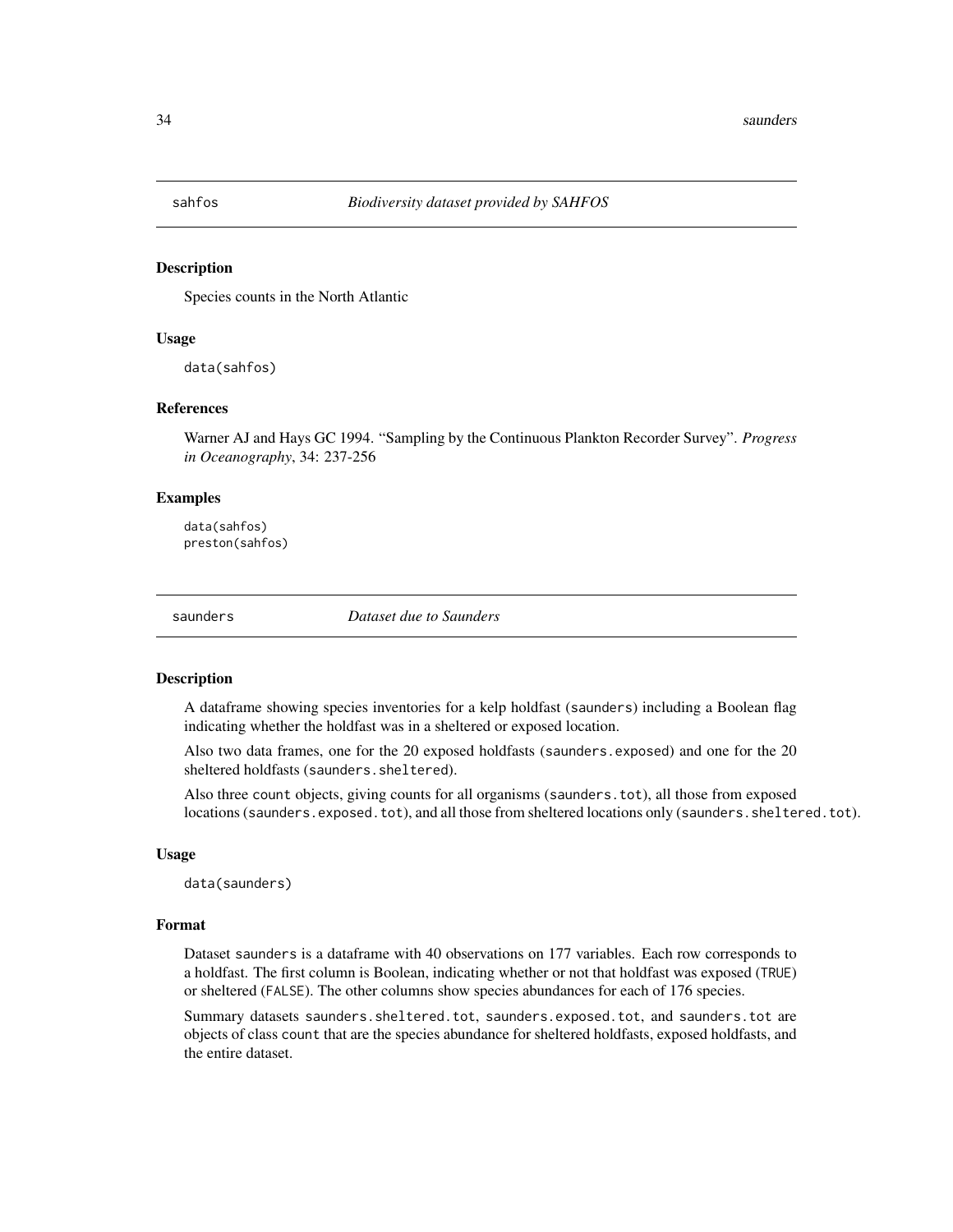## sahfos *Biodiversity dataset provided by SAHFOS*

### Description

Species counts in the North Atlantic

### Usage

```
data(sahfos)
```

### References

Warner AJ and Hays GC 1994. "Sampling by the Continuous Plankton Recorder Survey". *Progress in Oceanography*, 34: 237-256

### Examples

```
data(sahfos)
preston(sahfos)
```

## saunders *Dataset due to Saunders*

### Description

A dataframe showing species inventories for a kelp holdfast (saunders) including a Boolean flag indicating whether the holdfast was in a sheltered or exposed location.

Also two data frames, one for the 20 exposed holdfasts (saunders.exposed) and one for the 20 sheltered holdfasts (saunders.sheltered).

Also three count objects, giving counts for all organisms (saunders.tot), all those from exposed locations (saunders.exposed.tot), and all those from sheltered locations only (saunders.sheltered.tot).

### Usage

```
data(saunders)
```

### Format

Dataset saunders is a dataframe with 40 observations on 177 variables. Each row corresponds to a holdfast. The first column is Boolean, indicating whether or not that holdfast was exposed (TRUE) or sheltered (FALSE). The other columns show species abundances for each of 176 species.

Summary datasets saunders.sheltered.tot, saunders.exposed.tot, and saunders.tot are objects of class count that are the species abundance for sheltered holdfasts, exposed holdfasts, and the entire dataset.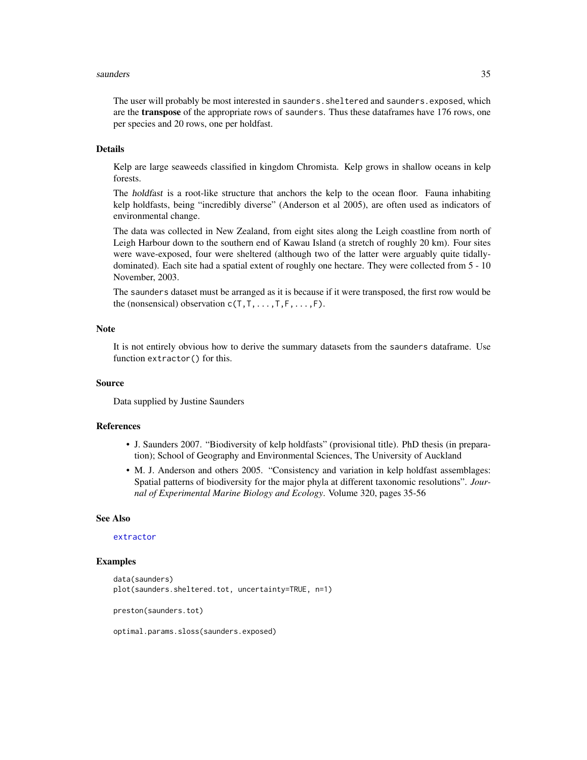The user will probably be most interested in `saunders.sheltered` and `saunders.exposed`, which are the **transpose** of the appropriate rows of `saunders`. Thus these dataframes have 176 rows, one per species and 20 rows, one per holdfast.

### Details

Kelp are large seaweeds classified in kingdom Chromista. Kelp grows in shallow oceans in kelp forests.

The *holdfast* is a root-like structure that anchors the kelp to the ocean floor. Fauna inhabiting kelp holdfasts, being "incredibly diverse" (Anderson et al 2005), are often used as indicators of environmental change.

The data was collected in New Zealand, from eight sites along the Leigh coastline from north of Leigh Harbour down to the southern end of Kawau Island (a stretch of roughly 20 km). Four sites were wave-exposed, four were sheltered (although two of the latter were arguably quite tidally-dominated). Each site had a spatial extent of roughly one hectare. They were collected from 5 - 10 November, 2003.

The `saunders` dataset must be arranged as it is because if it were transposed, the first row would be the (nonsensical) observation `c(T,T,...,T,F,...,F)`.

### Note

It is not entirely obvious how to derive the summary datasets from the `saunders` dataframe. Use function `extractor()` for this.

### Source

Data supplied by Justine Saunders

### References

- J. Saunders 2007. "Biodiversity of kelp holdfasts" (provisional title). PhD thesis (in preparation); School of Geography and Environmental Sciences, The University of Auckland
- M. J. Anderson and others 2005. "Consistency and variation in kelp holdfast assemblages: Spatial patterns of biodiversity for the major phyla at different taxonomic resolutions". *Journal of Experimental Marine Biology and Ecology*. Volume 320, pages 35-56

### See Also

`extractor`

### Examples

```
data(saunders)
plot(saunders.sheltered.tot, uncertainty=TRUE, n=1)

preston(saunders.tot)

optimal.params.sloss(saunders.exposed)
```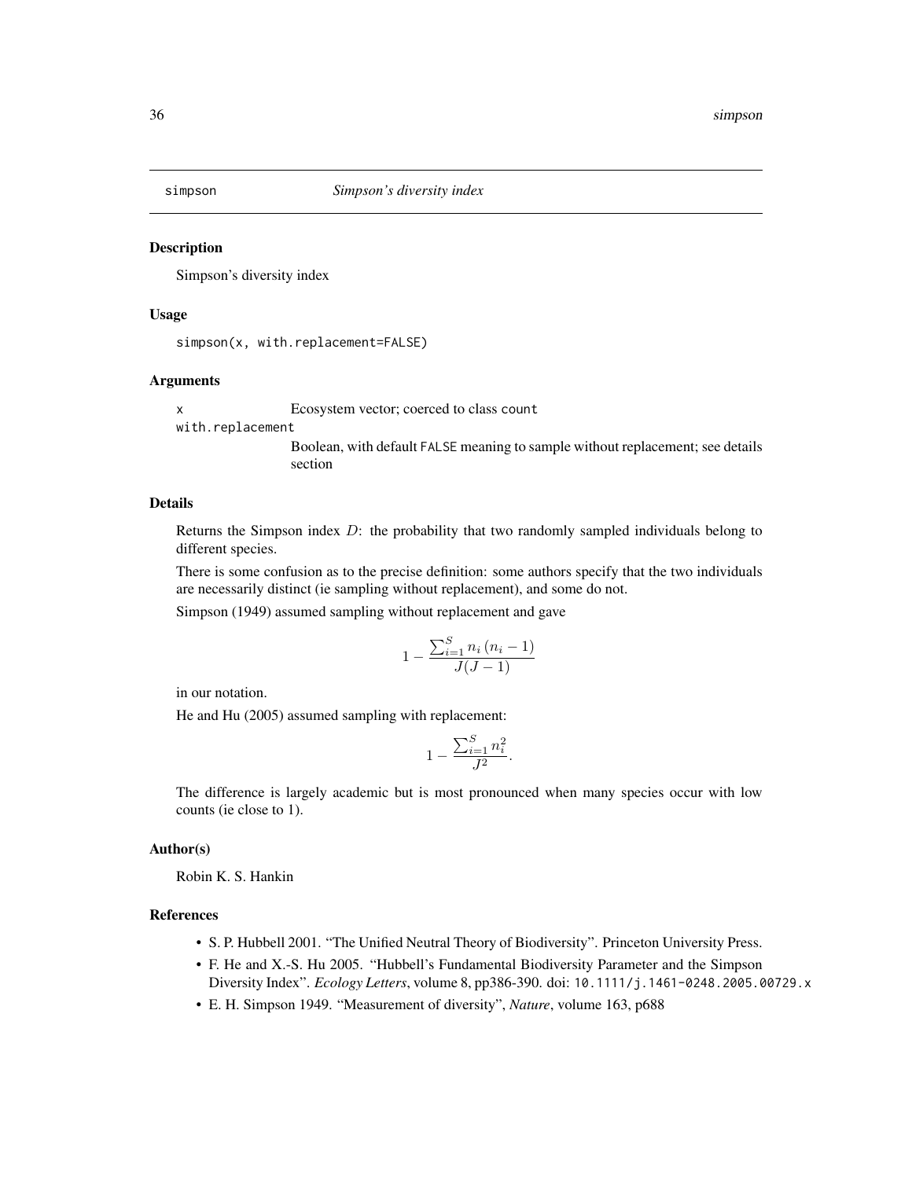simpson *Simpson's diversity index*

## Description

Simpson's diversity index

## Usage

```
simpson(x, with.replacement=FALSE)
```

## Arguments

x Ecosystem vector; coerced to class `count`

with.replacement Boolean, with default `FALSE` meaning to sample without replacement; see details section

## Details

Returns the Simpson index $D$: the probability that two randomly sampled individuals belong to different species.

There is some confusion as to the precise definition: some authors specify that the two individuals are necessarily distinct (ie sampling without replacement), and some do not.

Simpson (1949) assumed sampling without replacement and gave

$$1 - \frac{\sum_{i=1}^{S} n_i \left(n_i - 1\right)}{J(J-1)}$$

in our notation.

He and Hu (2005) assumed sampling with replacement:

$$1 - \frac{\sum_{i=1}^{S} n_i^2}{J^2}.$$

The difference is largely academic but is most pronounced when many species occur with low counts (ie close to 1).

## Author(s)

Robin K. S. Hankin

## References

- S. P. Hubbell 2001. "The Unified Neutral Theory of Biodiversity". Princeton University Press.
- F. He and X.-S. Hu 2005. "Hubbell's Fundamental Biodiversity Parameter and the Simpson Diversity Index". *Ecology Letters*, volume 8, pp386-390. doi: `10.1111/j.1461-0248.2005.00729.x`
- E. H. Simpson 1949. "Measurement of diversity", *Nature*, volume 163, p688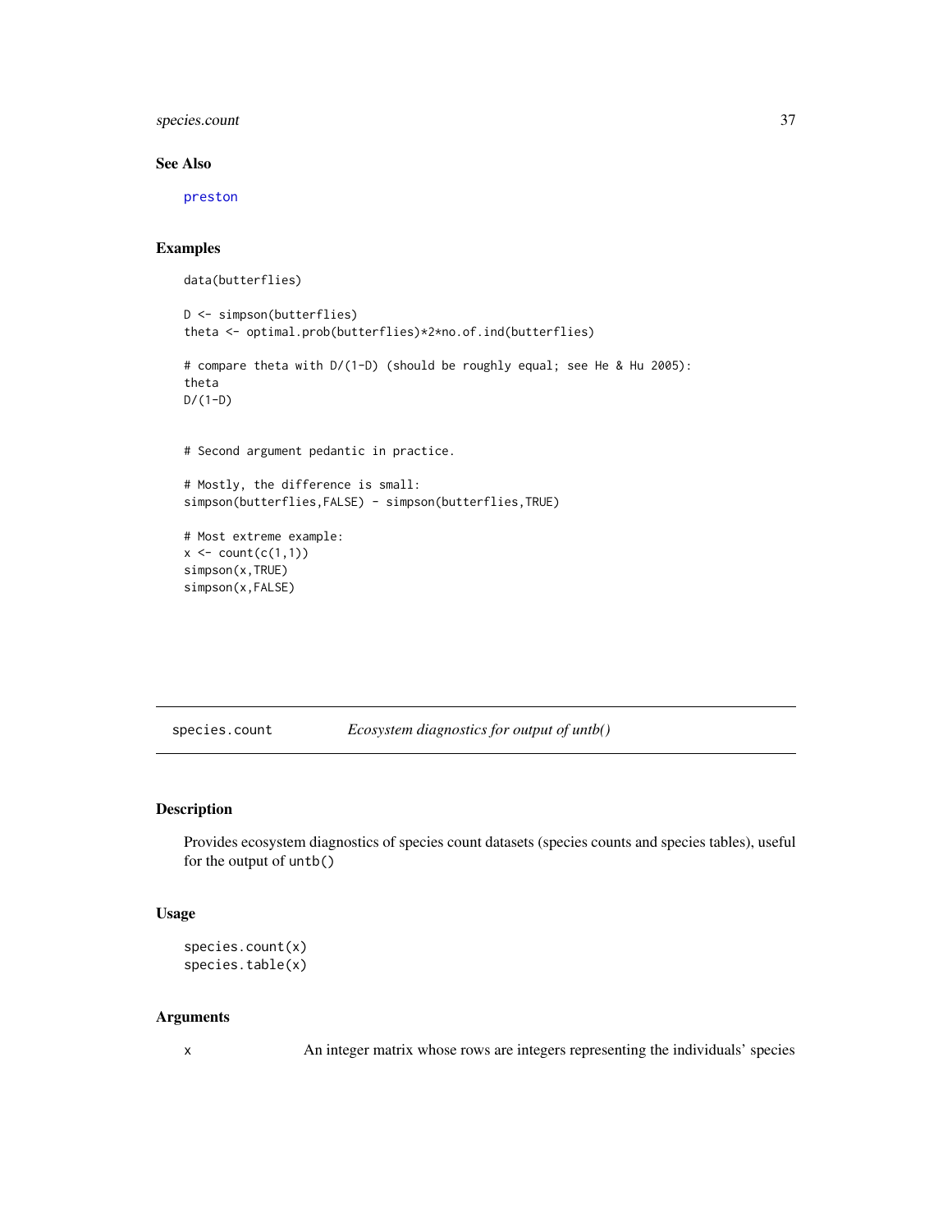## See Also

preston

## Examples

```
data(butterflies)

D <- simpson(butterflies)
theta <- optimal.prob(butterflies)*2*no.of.ind(butterflies)

# compare theta with D/(1-D) (should be roughly equal; see He & Hu 2005):
theta
D/(1-D)


# Second argument pedantic in practice.

# Mostly, the difference is small:
simpson(butterflies,FALSE) - simpson(butterflies,TRUE)

# Most extreme example:
x <- count(c(1,1))
simpson(x,TRUE)
simpson(x,FALSE)
```

---

# species.count    *Ecosystem diagnostics for output of untb()*

---

## Description

Provides ecosystem diagnostics of species count datasets (species counts and species tables), useful for the output of `untb()`

## Usage

```
species.count(x)
species.table(x)
```

## Arguments

| | |
|---|---|
| x | An integer matrix whose rows are integers representing the individuals' species |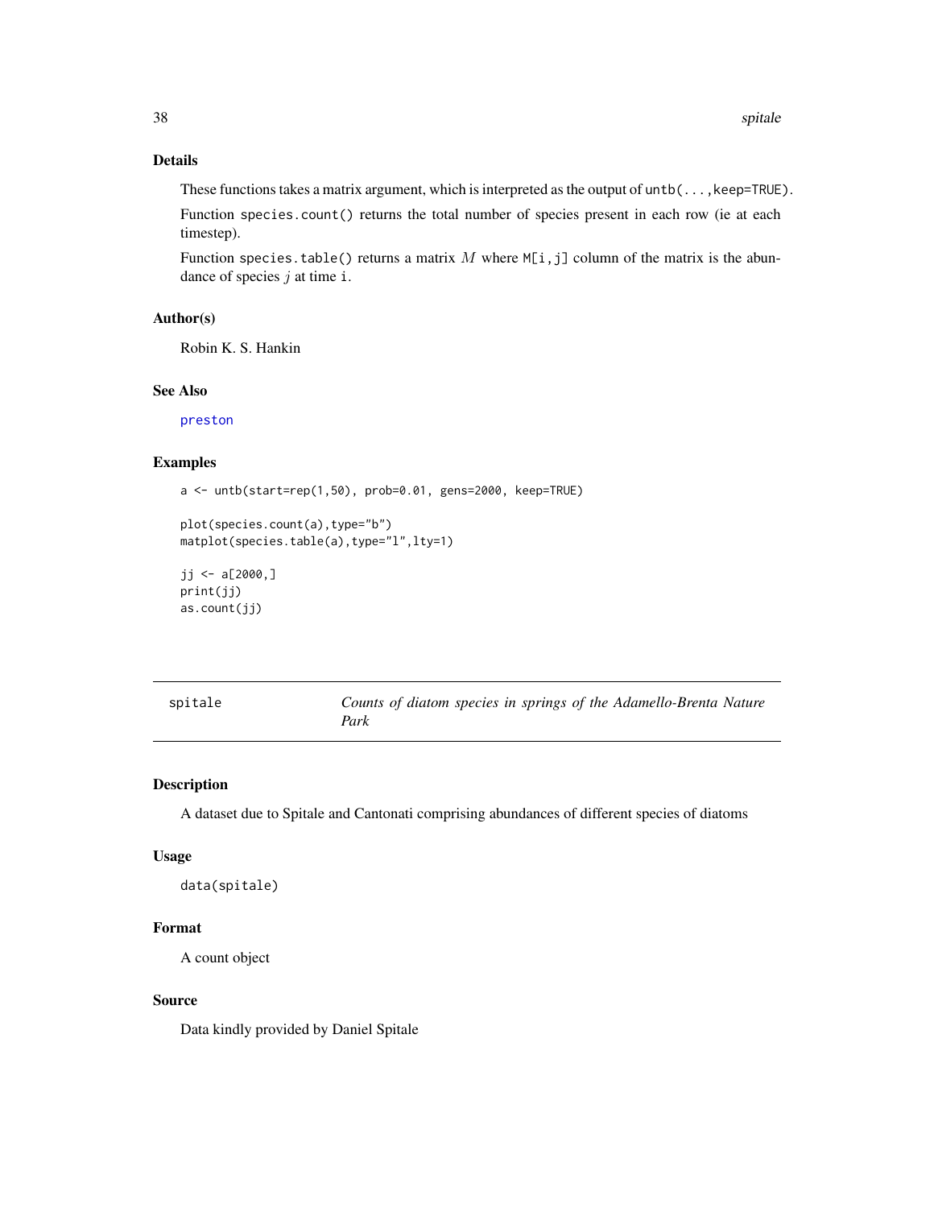### Details

These functions takes a matrix argument, which is interpreted as the output of `untb(...,keep=TRUE)`.

Function `species.count()` returns the total number of species present in each row (ie at each timestep).

Function `species.table()` returns a matrix $M$ where `M[i,j]` column of the matrix is the abundance of species $j$ at time `i`.

### Author(s)

Robin K. S. Hankin

### See Also

`preston`

### Examples

```
a <- untb(start=rep(1,50), prob=0.01, gens=2000, keep=TRUE)

plot(species.count(a),type="b")
matplot(species.table(a),type="l",lty=1)

jj <- a[2000,]
print(jj)
as.count(jj)
```

---

## spitale — *Counts of diatom species in springs of the Adamello-Brenta Nature Park*

### Description

A dataset due to Spitale and Cantonati comprising abundances of different species of diatoms

### Usage

```
data(spitale)
```

### Format

A count object

### Source

Data kindly provided by Daniel Spitale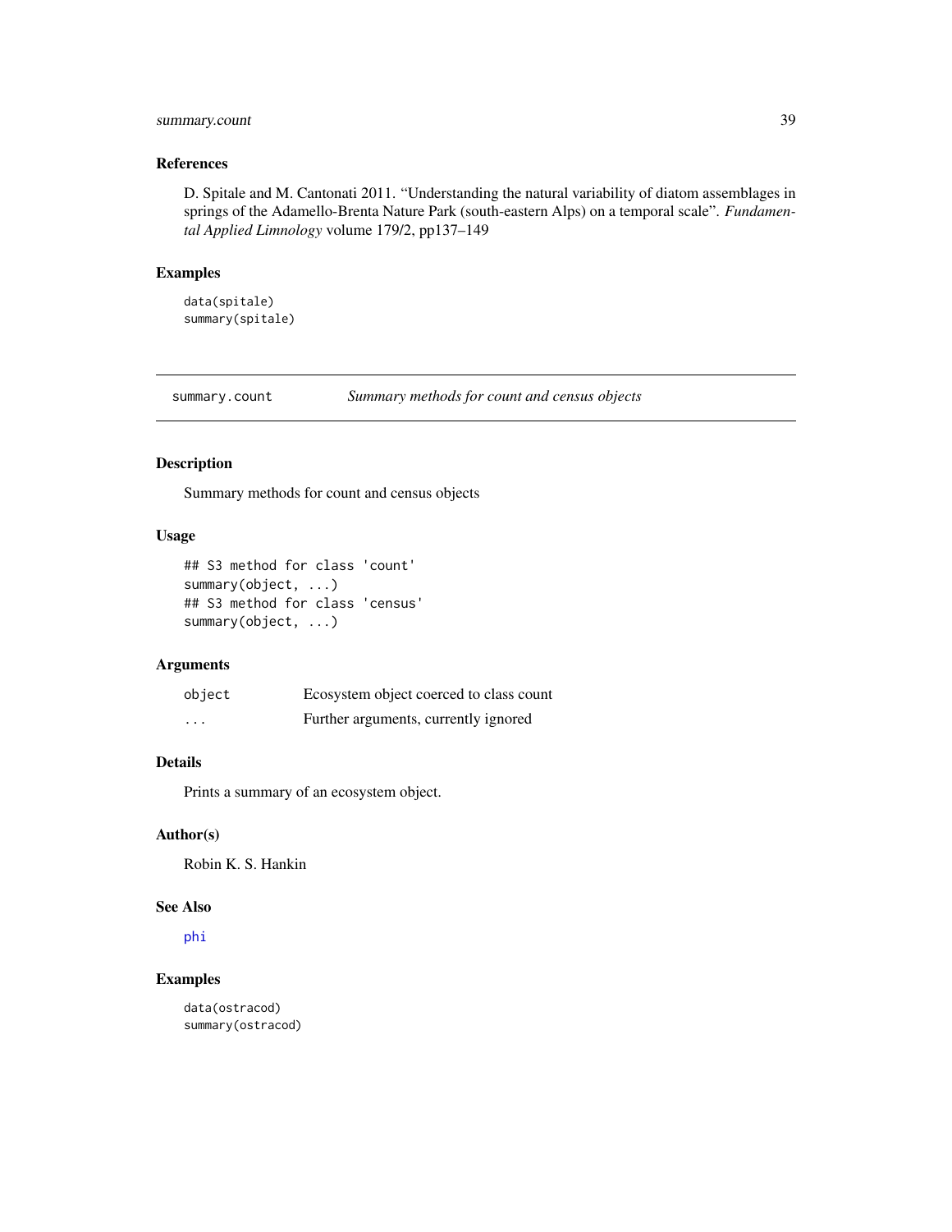### References

D. Spitale and M. Cantonati 2011. "Understanding the natural variability of diatom assemblages in springs of the Adamello-Brenta Nature Park (south-eastern Alps) on a temporal scale". *Fundamental Applied Limnology* volume 179/2, pp137–149

### Examples

```
data(spitale)
summary(spitale)
```

---

## summary.count — *Summary methods for count and census objects*

### Description

Summary methods for count and census objects

### Usage

```
## S3 method for class 'count'
summary(object, ...)
## S3 method for class 'census'
summary(object, ...)
```

### Arguments

| | |
|---|---|
| `object` | Ecosystem object coerced to class count |
| `...` | Further arguments, currently ignored |

### Details

Prints a summary of an ecosystem object.

### Author(s)

Robin K. S. Hankin

### See Also

`phi`

### Examples

```
data(ostracod)
summary(ostracod)
```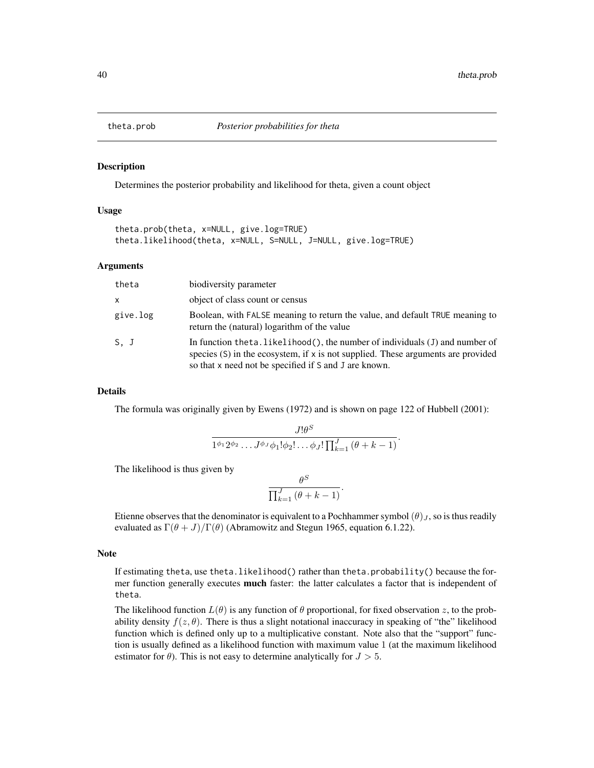theta.prob *Posterior probabilities for theta*

## Description

Determines the posterior probability and likelihood for theta, given a count object

## Usage

```
theta.prob(theta, x=NULL, give.log=TRUE)
theta.likelihood(theta, x=NULL, S=NULL, J=NULL, give.log=TRUE)
```

## Arguments

| | |
|---|---|
| theta | biodiversity parameter |
| x | object of class count or census |
| give.log | Boolean, with FALSE meaning to return the value, and default TRUE meaning to return the (natural) logarithm of the value |
| S, J | In function theta.likelihood(), the number of individuals (J) and number of species (S) in the ecosystem, if x is not supplied. These arguments are provided so that x need not be specified if S and J are known. |

## Details

The formula was originally given by Ewens (1972) and is shown on page 122 of Hubbell (2001):

$$\frac{J!\theta^S}{1^{\phi_1}2^{\phi_2}\dots J^{\phi_J}\phi_1!\phi_2!\dots\phi_J!\prod_{k=1}^{J}(\theta+k-1)}.$$

The likelihood is thus given by

$$\frac{\theta^S}{\prod_{k=1}^{J}(\theta+k-1)}.$$

Etienne observes that the denominator is equivalent to a Pochhammer symbol $(\theta)_J$, so is thus readily evaluated as $\Gamma(\theta+J)/\Gamma(\theta)$ (Abramowitz and Stegun 1965, equation 6.1.22).

## Note

If estimating theta, use theta.likelihood() rather than theta.probability() because the former function generally executes **much** faster: the latter calculates a factor that is independent of theta.

The likelihood function $L(\theta)$ is any function of $\theta$ proportional, for fixed observation $z$, to the probability density $f(z,\theta)$. There is thus a slight notational inaccuracy in speaking of "the" likelihood function which is defined only up to a multiplicative constant. Note also that the "support" function is usually defined as a likelihood function with maximum value 1 (at the maximum likelihood estimator for $\theta$). This is not easy to determine analytically for $J > 5$.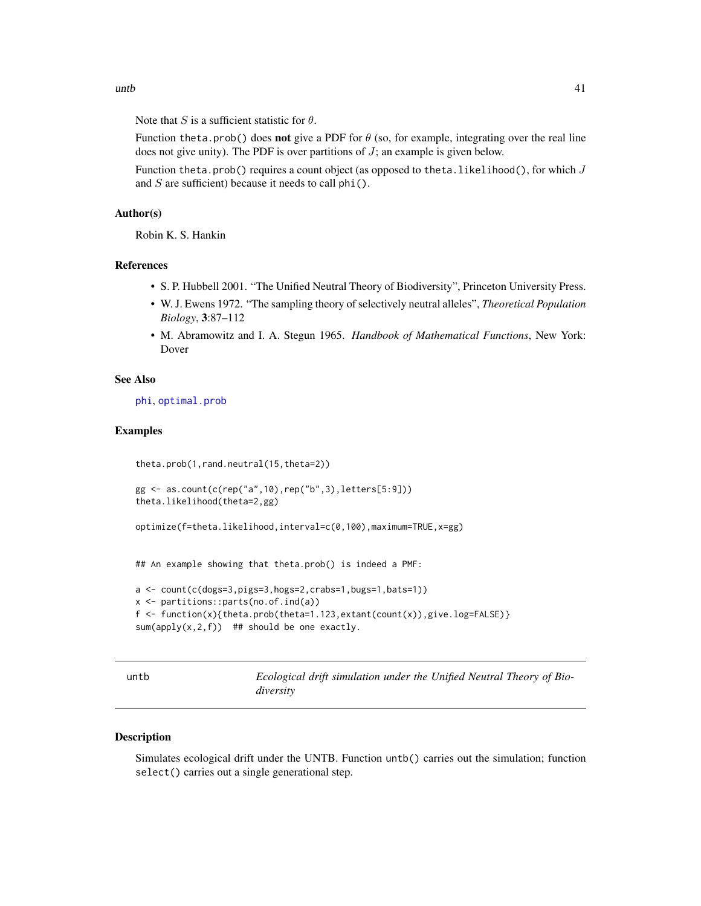Note that $S$ is a sufficient statistic for $\theta$.

Function `theta.prob()` does **not** give a PDF for $\theta$ (so, for example, integrating over the real line does not give unity). The PDF is over partitions of $J$; an example is given below.

Function `theta.prob()` requires a count object (as opposed to `theta.likelihood()`, for which $J$ and $S$ are sufficient) because it needs to call `phi()`.

### Author(s)

Robin K. S. Hankin

### References

- S. P. Hubbell 2001. "The Unified Neutral Theory of Biodiversity", Princeton University Press.
- W. J. Ewens 1972. "The sampling theory of selectively neutral alleles", *Theoretical Population Biology*, **3**:87–112
- M. Abramowitz and I. A. Stegun 1965. *Handbook of Mathematical Functions*, New York: Dover

### See Also

phi, optimal.prob

### Examples

```
theta.prob(1,rand.neutral(15,theta=2))

gg <- as.count(c(rep("a",10),rep("b",3),letters[5:9]))
theta.likelihood(theta=2,gg)

optimize(f=theta.likelihood,interval=c(0,100),maximum=TRUE,x=gg)


## An example showing that theta.prob() is indeed a PMF:

a <- count(c(dogs=3,pigs=3,hogs=2,crabs=1,bugs=1,bats=1))
x <- partitions::parts(no.of.ind(a))
f <- function(x){theta.prob(theta=1.123,extant(count(x)),give.log=FALSE)}
sum(apply(x,2,f))  ## should be one exactly.
```

---

## untb — *Ecological drift simulation under the Unified Neutral Theory of Biodiversity*

### Description

Simulates ecological drift under the UNTB. Function `untb()` carries out the simulation; function `select()` carries out a single generational step.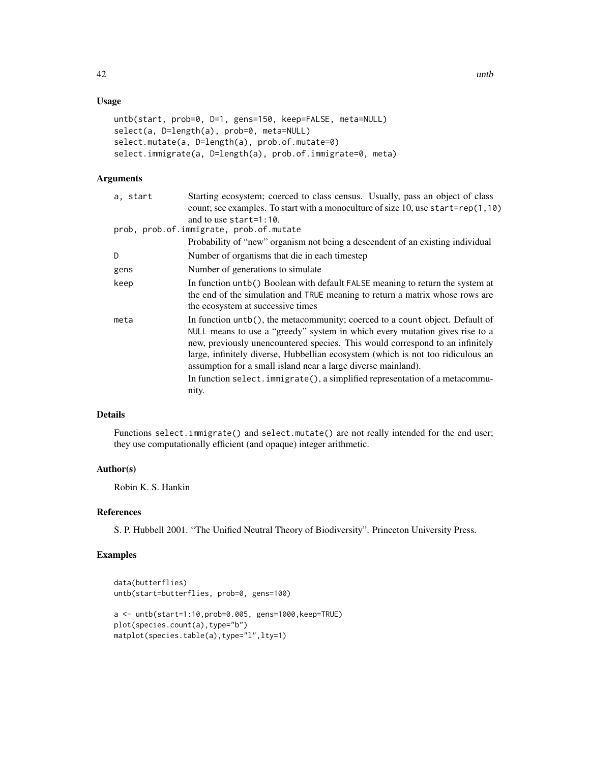### Usage

```
untb(start, prob=0, D=1, gens=150, keep=FALSE, meta=NULL)
select(a, D=length(a), prob=0, meta=NULL)
select.mutate(a, D=length(a), prob.of.mutate=0)
select.immigrate(a, D=length(a), prob.of.immigrate=0, meta)
```

### Arguments

| | |
|---|---|
| a, start | Starting ecosystem; coerced to class census. Usually, pass an object of class count; see examples. To start with a monoculture of size 10, use start=rep(1,10) and to use start=1:10. |
| prob, prob.of.immigrate, prob.of.mutate | Probability of "new" organism not being a descendent of an existing individual |
| D | Number of organisms that die in each timestep |
| gens | Number of generations to simulate |
| keep | In function untb() Boolean with default FALSE meaning to return the system at the end of the simulation and TRUE meaning to return a matrix whose rows are the ecosystem at successive times |
| meta | In function untb(), the metacommunity; coerced to a count object. Default of NULL means to use a "greedy" system in which every mutation gives rise to a new, previously unencountered species. This would correspond to an infinitely large, infinitely diverse, Hubbellian ecosystem (which is not too ridiculous an assumption for a small island near a large diverse mainland). In function select.immigrate(), a simplified representation of a metacommunity. |

### Details

Functions select.immigrate() and select.mutate() are not really intended for the end user; they use computationally efficient (and opaque) integer arithmetic.

### Author(s)

Robin K. S. Hankin

### References

S. P. Hubbell 2001. "The Unified Neutral Theory of Biodiversity". Princeton University Press.

### Examples

```
data(butterflies)
untb(start=butterflies, prob=0, gens=100)

a <- untb(start=1:10,prob=0.005, gens=1000,keep=TRUE)
plot(species.count(a),type="b")
matplot(species.table(a),type="l",lty=1)
```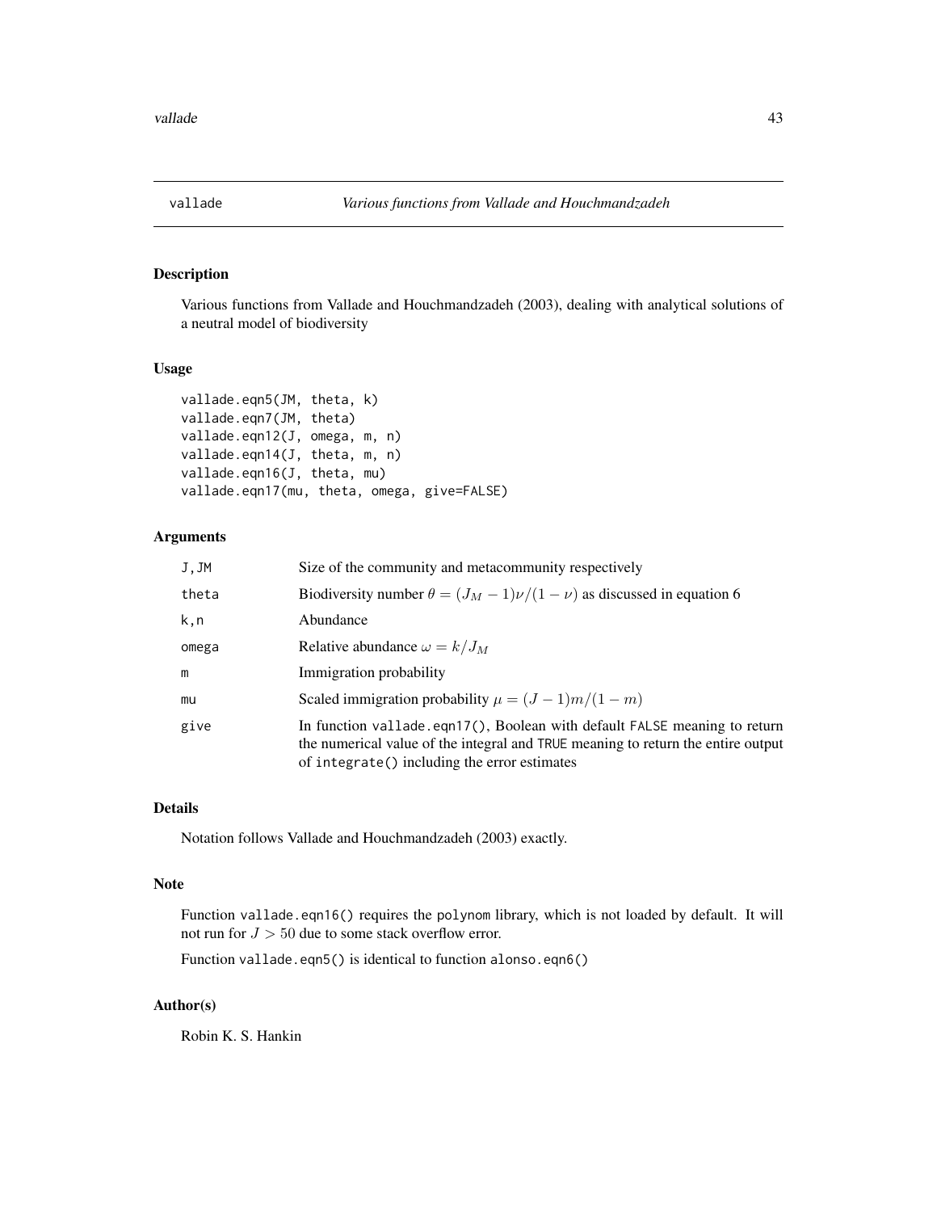# vallade — *Various functions from Vallade and Houchmandzadeh*

## Description

Various functions from Vallade and Houchmandzadeh (2003), dealing with analytical solutions of a neutral model of biodiversity

## Usage

```
vallade.eqn5(JM, theta, k)
vallade.eqn7(JM, theta)
vallade.eqn12(J, omega, m, n)
vallade.eqn14(J, theta, m, n)
vallade.eqn16(J, theta, mu)
vallade.eqn17(mu, theta, omega, give=FALSE)
```

## Arguments

| | |
|---|---|
| `J,JM` | Size of the community and metacommunity respectively |
| `theta` | Biodiversity number $\theta = (J_M - 1)\nu/(1 - \nu)$ as discussed in equation 6 |
| `k,n` | Abundance |
| `omega` | Relative abundance $\omega = k/J_M$ |
| `m` | Immigration probability |
| `mu` | Scaled immigration probability $\mu = (J - 1)m/(1 - m)$ |
| `give` | In function `vallade.eqn17()`, Boolean with default `FALSE` meaning to return the numerical value of the integral and `TRUE` meaning to return the entire output of `integrate()` including the error estimates |

## Details

Notation follows Vallade and Houchmandzadeh (2003) exactly.

## Note

Function `vallade.eqn16()` requires the `polynom` library, which is not loaded by default. It will not run for $J > 50$ due to some stack overflow error.

Function `vallade.eqn5()` is identical to function `alonso.eqn6()`

## Author(s)

Robin K. S. Hankin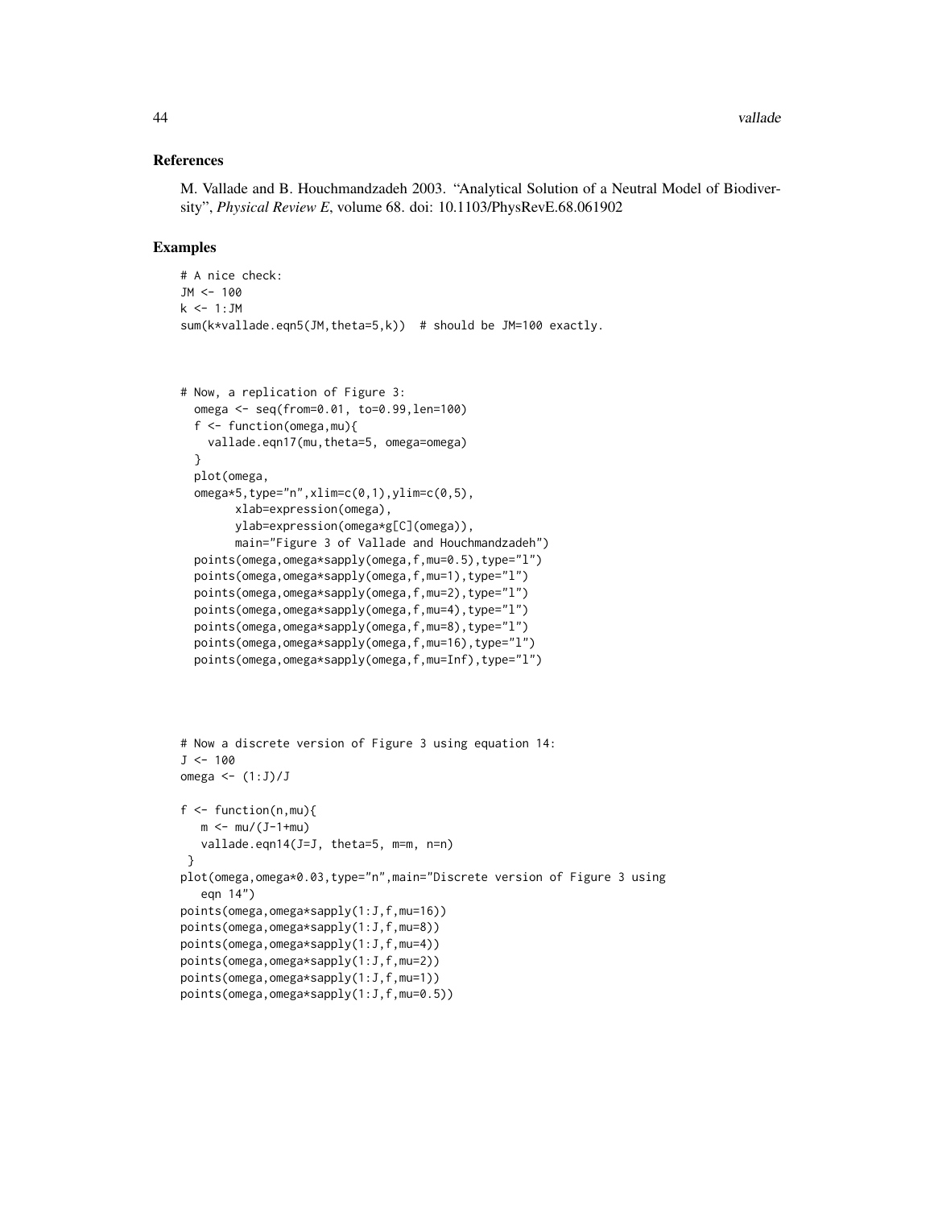## References

M. Vallade and B. Houchmandzadeh 2003. "Analytical Solution of a Neutral Model of Biodiversity", *Physical Review E*, volume 68. doi: 10.1103/PhysRevE.68.061902

## Examples

```
# A nice check:
JM <- 100
k <- 1:JM
sum(k*vallade.eqn5(JM,theta=5,k))  # should be JM=100 exactly.



# Now, a replication of Figure 3:
  omega <- seq(from=0.01, to=0.99,len=100)
  f <- function(omega,mu){
    vallade.eqn17(mu,theta=5, omega=omega)
  }
  plot(omega,
  omega*5,type="n",xlim=c(0,1),ylim=c(0,5),
        xlab=expression(omega),
        ylab=expression(omega*g[C](omega)),
        main="Figure 3 of Vallade and Houchmandzadeh")
  points(omega,omega*sapply(omega,f,mu=0.5),type="l")
  points(omega,omega*sapply(omega,f,mu=1),type="l")
  points(omega,omega*sapply(omega,f,mu=2),type="l")
  points(omega,omega*sapply(omega,f,mu=4),type="l")
  points(omega,omega*sapply(omega,f,mu=8),type="l")
  points(omega,omega*sapply(omega,f,mu=16),type="l")
  points(omega,omega*sapply(omega,f,mu=Inf),type="l")




# Now a discrete version of Figure 3 using equation 14:
J <- 100
omega <- (1:J)/J

f <- function(n,mu){
   m <- mu/(J-1+mu)
   vallade.eqn14(J=J, theta=5, m=m, n=n)
 }
plot(omega,omega*0.03,type="n",main="Discrete version of Figure 3 using
   eqn 14")
points(omega,omega*sapply(1:J,f,mu=16))
points(omega,omega*sapply(1:J,f,mu=8))
points(omega,omega*sapply(1:J,f,mu=4))
points(omega,omega*sapply(1:J,f,mu=2))
points(omega,omega*sapply(1:J,f,mu=1))
points(omega,omega*sapply(1:J,f,mu=0.5))
```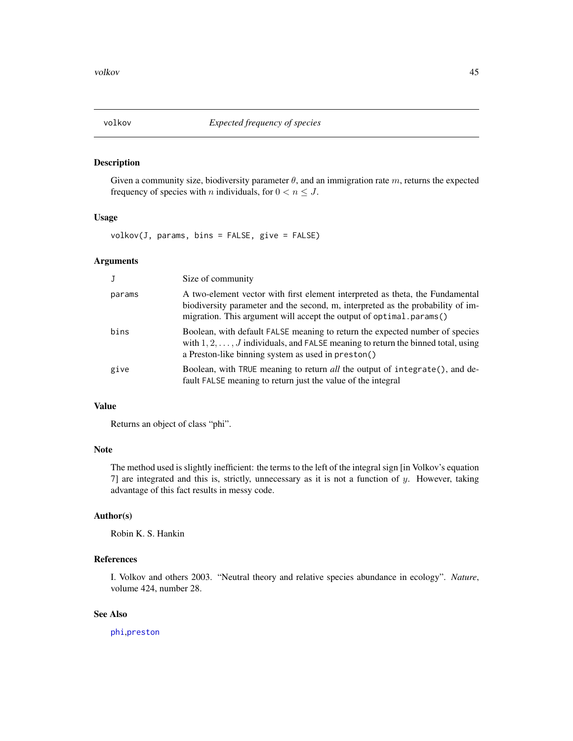# volkov — *Expected frequency of species*

## Description

Given a community size, biodiversity parameter $\theta$, and an immigration rate $m$, returns the expected frequency of species with $n$ individuals, for $0 < n \leq J$.

## Usage

```
volkov(J, params, bins = FALSE, give = FALSE)
```

## Arguments

| | |
|---|---|
| `J` | Size of community |
| `params` | A two-element vector with first element interpreted as theta, the Fundamental biodiversity parameter and the second, m, interpreted as the probability of immigration. This argument will accept the output of `optimal.params()` |
| `bins` | Boolean, with default `FALSE` meaning to return the expected number of species with $1, 2, \ldots, J$ individuals, and `FALSE` meaning to return the binned total, using a Preston-like binning system as used in `preston()` |
| `give` | Boolean, with `TRUE` meaning to return *all* the output of `integrate()`, and default `FALSE` meaning to return just the value of the integral |

## Value

Returns an object of class "phi".

## Note

The method used is slightly inefficient: the terms to the left of the integral sign [in Volkov's equation 7] are integrated and this is, strictly, unnecessary as it is not a function of $y$. However, taking advantage of this fact results in messy code.

## Author(s)

Robin K. S. Hankin

## References

I. Volkov and others 2003. "Neutral theory and relative species abundance in ecology". *Nature*, volume 424, number 28.

## See Also

phi, preston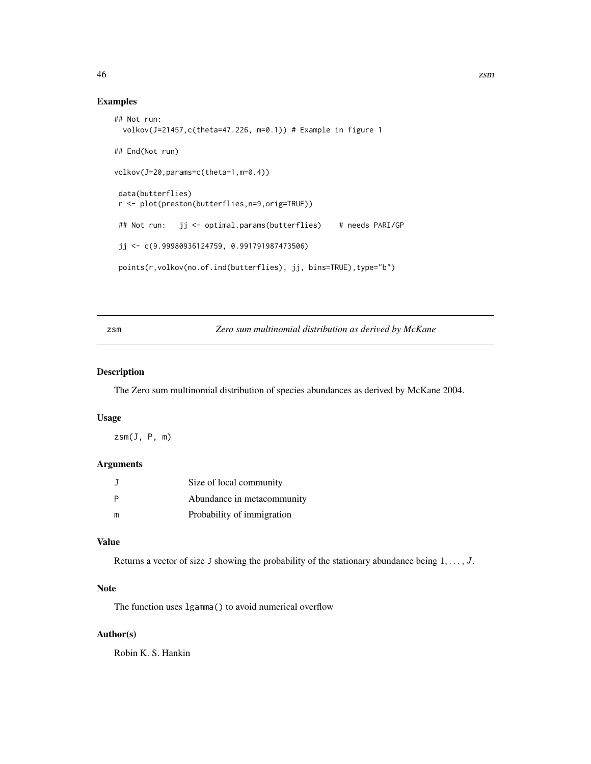## Examples

```
## Not run:
  volkov(J=21457,c(theta=47.226, m=0.1)) # Example in figure 1

## End(Not run)

volkov(J=20,params=c(theta=1,m=0.4))

 data(butterflies)
 r <- plot(preston(butterflies,n=9,orig=TRUE))

 ## Not run:   jj <- optimal.params(butterflies)    # needs PARI/GP

 jj <- c(9.99980936124759, 0.991791987473506)

 points(r,volkov(no.of.ind(butterflies), jj, bins=TRUE),type="b")
```

---

# zsm — *Zero sum multinomial distribution as derived by McKane*

## Description

The Zero sum multinomial distribution of species abundances as derived by McKane 2004.

## Usage

```
zsm(J, P, m)
```

## Arguments

| | |
|---|---|
| J | Size of local community |
| P | Abundance in metacommunity |
| m | Probability of immigration |

## Value

Returns a vector of size J showing the probability of the stationary abundance being $1, \ldots, J$.

## Note

The function uses `lgamma()` to avoid numerical overflow

## Author(s)

Robin K. S. Hankin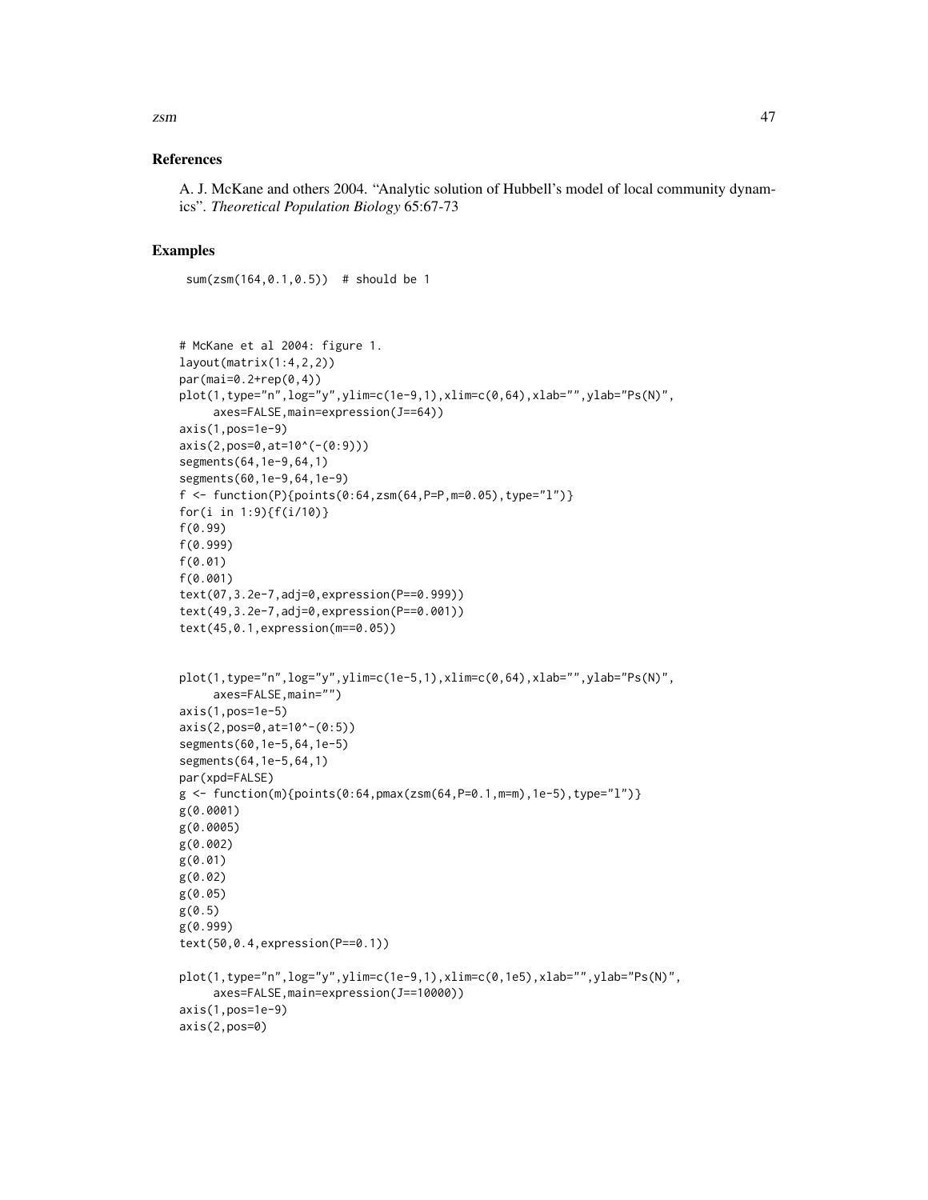## References

A. J. McKane and others 2004. "Analytic solution of Hubbell's model of local community dynamics". *Theoretical Population Biology* 65:67-73

## Examples

```
sum(zsm(164,0.1,0.5))  # should be 1



# McKane et al 2004: figure 1.
layout(matrix(1:4,2,2))
par(mai=0.2+rep(0,4))
plot(1,type="n",log="y",ylim=c(1e-9,1),xlim=c(0,64),xlab="",ylab="Ps(N)",
     axes=FALSE,main=expression(J==64))
axis(1,pos=1e-9)
axis(2,pos=0,at=10^(-(0:9)))
segments(64,1e-9,64,1)
segments(60,1e-9,64,1e-9)
f <- function(P){points(0:64,zsm(64,P=P,m=0.05),type="l")}
for(i in 1:9){f(i/10)}
f(0.99)
f(0.999)
f(0.01)
f(0.001)
text(07,3.2e-7,adj=0,expression(P==0.999))
text(49,3.2e-7,adj=0,expression(P==0.001))
text(45,0.1,expression(m==0.05))


plot(1,type="n",log="y",ylim=c(1e-5,1),xlim=c(0,64),xlab="",ylab="Ps(N)",
     axes=FALSE,main="")
axis(1,pos=1e-5)
axis(2,pos=0,at=10^-(0:5))
segments(60,1e-5,64,1e-5)
segments(64,1e-5,64,1)
par(xpd=FALSE)
g <- function(m){points(0:64,pmax(zsm(64,P=0.1,m=m),1e-5),type="l")}
g(0.0001)
g(0.0005)
g(0.002)
g(0.01)
g(0.02)
g(0.05)
g(0.5)
g(0.999)
text(50,0.4,expression(P==0.1))

plot(1,type="n",log="y",ylim=c(1e-9,1),xlim=c(0,1e5),xlab="",ylab="Ps(N)",
     axes=FALSE,main=expression(J==10000))
axis(1,pos=1e-9)
axis(2,pos=0)
```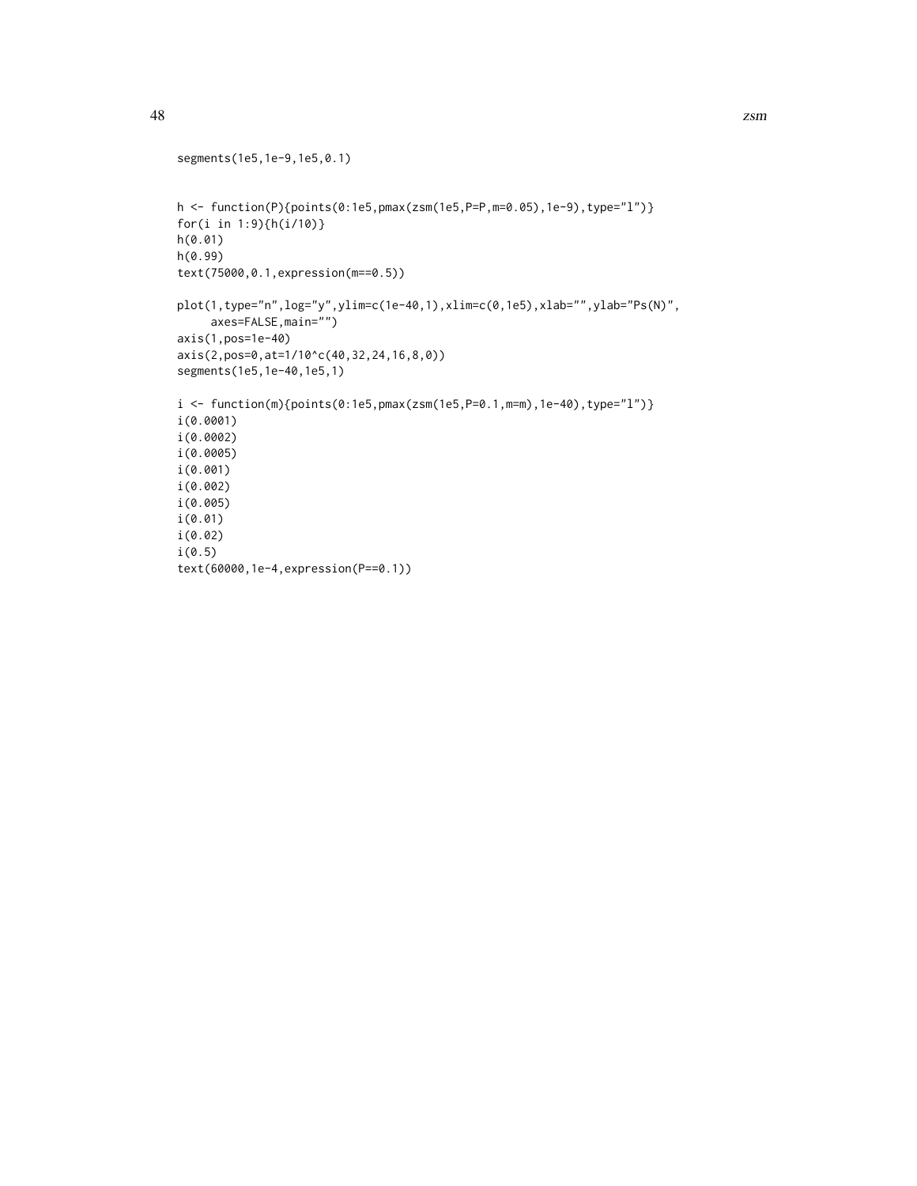```
segments(1e5,1e-9,1e5,0.1)


h <- function(P){points(0:1e5,pmax(zsm(1e5,P=P,m=0.05),1e-9),type="l")}
for(i in 1:9){h(i/10)}
h(0.01)
h(0.99)
text(75000,0.1,expression(m==0.5))

plot(1,type="n",log="y",ylim=c(1e-40,1),xlim=c(0,1e5),xlab="",ylab="Ps(N)",
     axes=FALSE,main="")
axis(1,pos=1e-40)
axis(2,pos=0,at=1/10^c(40,32,24,16,8,0))
segments(1e5,1e-40,1e5,1)

i <- function(m){points(0:1e5,pmax(zsm(1e5,P=0.1,m=m),1e-40),type="l")}
i(0.0001)
i(0.0002)
i(0.0005)
i(0.001)
i(0.002)
i(0.005)
i(0.01)
i(0.02)
i(0.5)
text(60000,1e-4,expression(P==0.1))
```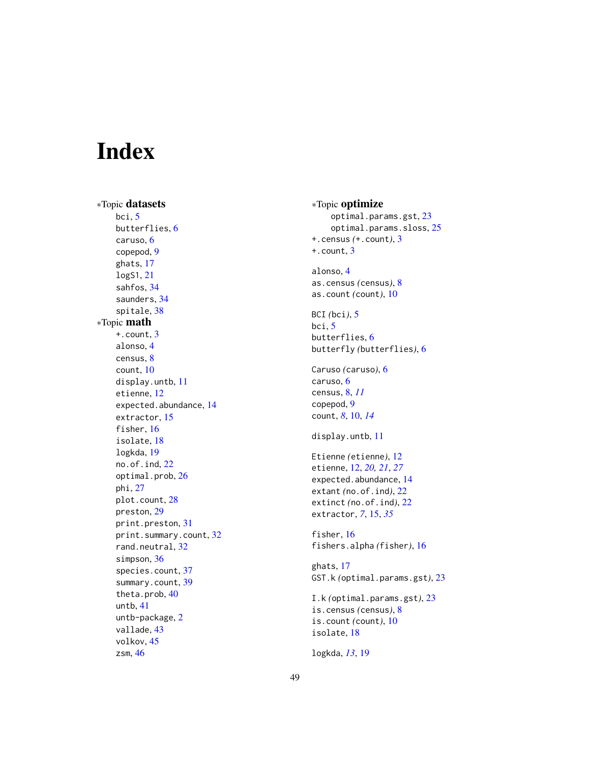# Index

*Topic **datasets**
- bci, 5
- butterflies, 6
- caruso, 6
- copepod, 9
- ghats, 17
- logS1, 21
- sahfos, 34
- saunders, 34
- spitale, 38

*Topic **math**
- +.count, 3
- alonso, 4
- census, 8
- count, 10
- display.untb, 11
- etienne, 12
- expected.abundance, 14
- extractor, 15
- fisher, 16
- isolate, 18
- logkda, 19
- no.of.ind, 22
- optimal.prob, 26
- phi, 27
- plot.count, 28
- preston, 29
- print.preston, 31
- print.summary.count, 32
- rand.neutral, 32
- simpson, 36
- species.count, 37
- summary.count, 39
- theta.prob, 40
- untb, 41
- untb-package, 2
- vallade, 43
- volkov, 45
- zsm, 46

*Topic **optimize**
- optimal.params.gst, 23
- optimal.params.sloss, 25

+.census *(+.count)*, 3
+.count, 3

alonso, 4
as.census *(census)*, 8
as.count *(count)*, 10

BCI *(bci)*, 5
bci, 5
butterflies, 6
butterfly *(butterflies)*, 6

Caruso *(caruso)*, 6
caruso, 6
census, 8, *11*
copepod, 9
count, *8*, 10, *14*

display.untb, 11

Etienne *(etienne)*, 12
etienne, 12, *20*, *21*, *27*
expected.abundance, 14
extant *(no.of.ind)*, 22
extinct *(no.of.ind)*, 22
extractor, *7*, 15, *35*

fisher, 16
fishers.alpha *(fisher)*, 16

ghats, 17
GST.k *(optimal.params.gst)*, 23

I.k *(optimal.params.gst)*, 23
is.census *(census)*, 8
is.count *(count)*, 10
isolate, 18

logkda, *13*, 19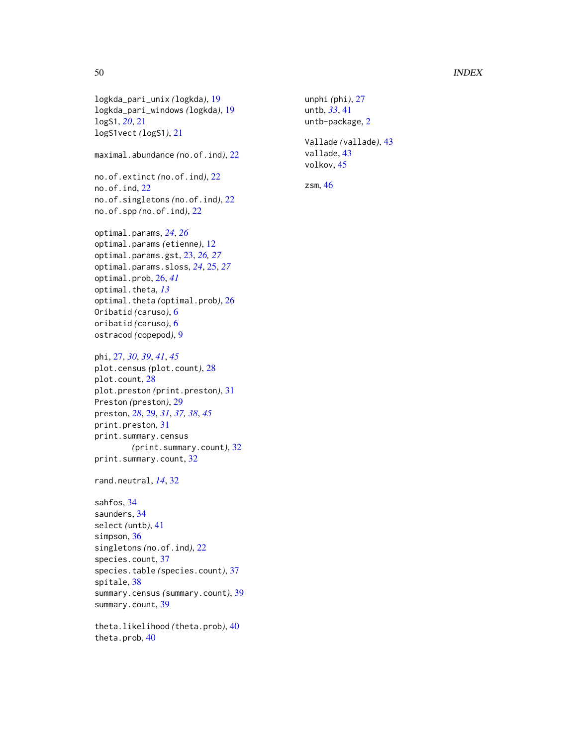logkda_pari_unix *(logkda)*, 19
logkda_pari_windows *(logkda)*, 19
logS1, *20*, 21
logS1vect *(logS1)*, 21

maximal.abundance *(no.of.ind)*, 22

no.of.extinct *(no.of.ind)*, 22
no.of.ind, 22
no.of.singletons *(no.of.ind)*, 22
no.of.spp *(no.of.ind)*, 22

optimal.params, *24*, *26*
optimal.params *(etienne)*, 12
optimal.params.gst, 23, *26*, *27*
optimal.params.sloss, *24*, 25, *27*
optimal.prob, 26, *41*
optimal.theta, *13*
optimal.theta *(optimal.prob)*, 26
Oribatid *(caruso)*, 6
oribatid *(caruso)*, 6
ostracod *(copepod)*, 9

phi, 27, *30*, *39*, *41*, *45*
plot.census *(plot.count)*, 28
plot.count, 28
plot.preston *(print.preston)*, 31
Preston *(preston)*, 29
preston, *28*, 29, *31*, *37*, *38*, *45*
print.preston, 31
print.summary.census *(print.summary.count)*, 32
print.summary.count, 32

rand.neutral, *14*, 32

sahfos, 34
saunders, 34
select *(untb)*, 41
simpson, 36
singletons *(no.of.ind)*, 22
species.count, 37
species.table *(species.count)*, 37
spitale, 38
summary.census *(summary.count)*, 39
summary.count, 39

theta.likelihood *(theta.prob)*, 40
theta.prob, 40

unphi *(phi)*, 27
untb, *33*, 41
untb-package, 2

Vallade *(vallade)*, 43
vallade, 43
volkov, 45

zsm, 46